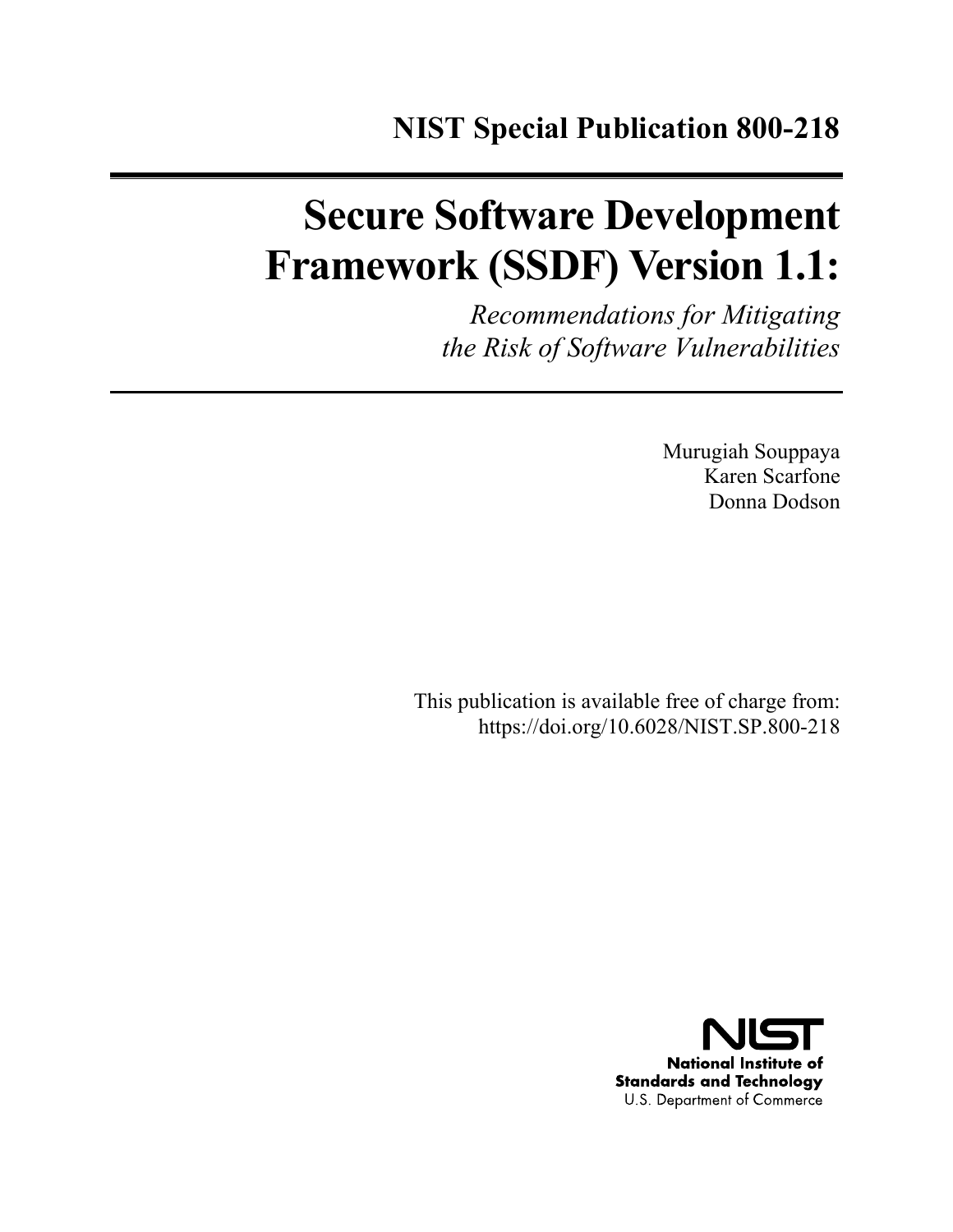**NIST Special Publication 800-218**

# Secure Software Development Framework (SSDF) Version 1.1:

*Recommendations for Mitigating the Risk of Software Vulnerabilities*

Murugiah Souppaya
Karen Scarfone
Donna Dodson

This publication is available free of charge from:
https://doi.org/10.6028/NIST.SP.800-218

NIST
National Institute of Standards and Technology
U.S. Department of Commerce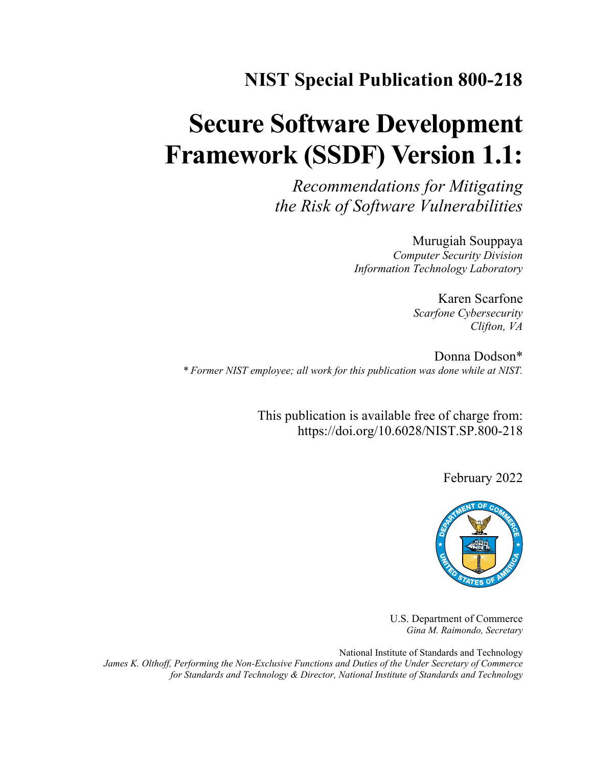# NIST Special Publication 800-218

# Secure Software Development Framework (SSDF) Version 1.1:

*Recommendations for Mitigating the Risk of Software Vulnerabilities*

Murugiah Souppaya
*Computer Security Division*
*Information Technology Laboratory*

Karen Scarfone
*Scarfone Cybersecurity*
*Clifton, VA*

Donna Dodson*
** Former NIST employee; all work for this publication was done while at NIST.*

This publication is available free of charge from:
https://doi.org/10.6028/NIST.SP.800-218

February 2022

U.S. Department of Commerce
*Gina M. Raimondo, Secretary*

National Institute of Standards and Technology
*James K. Olthoff, Performing the Non-Exclusive Functions and Duties of the Under Secretary of Commerce for Standards and Technology & Director, National Institute of Standards and Technology*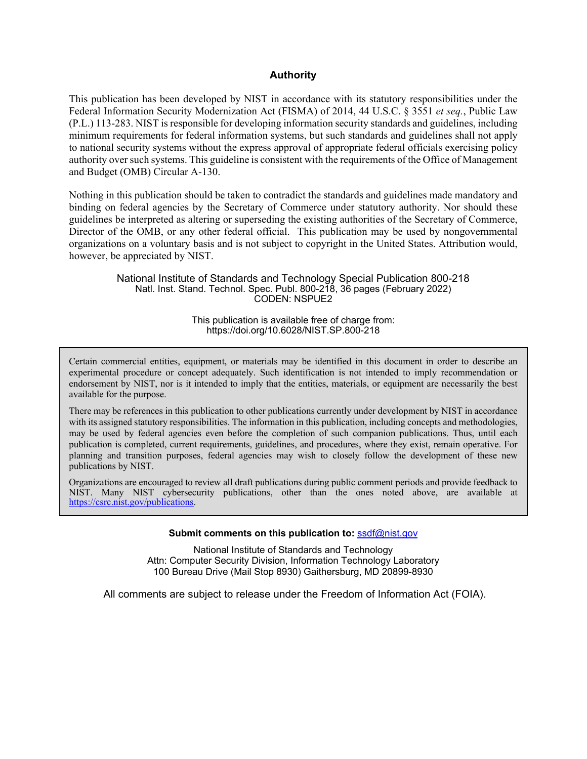## Authority

This publication has been developed by NIST in accordance with its statutory responsibilities under the Federal Information Security Modernization Act (FISMA) of 2014, 44 U.S.C. § 3551 *et seq.*, Public Law (P.L.) 113-283. NIST is responsible for developing information security standards and guidelines, including minimum requirements for federal information systems, but such standards and guidelines shall not apply to national security systems without the express approval of appropriate federal officials exercising policy authority over such systems. This guideline is consistent with the requirements of the Office of Management and Budget (OMB) Circular A-130.

Nothing in this publication should be taken to contradict the standards and guidelines made mandatory and binding on federal agencies by the Secretary of Commerce under statutory authority. Nor should these guidelines be interpreted as altering or superseding the existing authorities of the Secretary of Commerce, Director of the OMB, or any other federal official. This publication may be used by nongovernmental organizations on a voluntary basis and is not subject to copyright in the United States. Attribution would, however, be appreciated by NIST.

National Institute of Standards and Technology Special Publication 800-218
Natl. Inst. Stand. Technol. Spec. Publ. 800-218, 36 pages (February 2022)
CODEN: NSPUE2

This publication is available free of charge from:
https://doi.org/10.6028/NIST.SP.800-218

Certain commercial entities, equipment, or materials may be identified in this document in order to describe an experimental procedure or concept adequately. Such identification is not intended to imply recommendation or endorsement by NIST, nor is it intended to imply that the entities, materials, or equipment are necessarily the best available for the purpose.

There may be references in this publication to other publications currently under development by NIST in accordance with its assigned statutory responsibilities. The information in this publication, including concepts and methodologies, may be used by federal agencies even before the completion of such companion publications. Thus, until each publication is completed, current requirements, guidelines, and procedures, where they exist, remain operative. For planning and transition purposes, federal agencies may wish to closely follow the development of these new publications by NIST.

Organizations are encouraged to review all draft publications during public comment periods and provide feedback to NIST. Many NIST cybersecurity publications, other than the ones noted above, are available at https://csrc.nist.gov/publications.

**Submit comments on this publication to:** ssdf@nist.gov

National Institute of Standards and Technology
Attn: Computer Security Division, Information Technology Laboratory
100 Bureau Drive (Mail Stop 8930) Gaithersburg, MD 20899-8930

All comments are subject to release under the Freedom of Information Act (FOIA).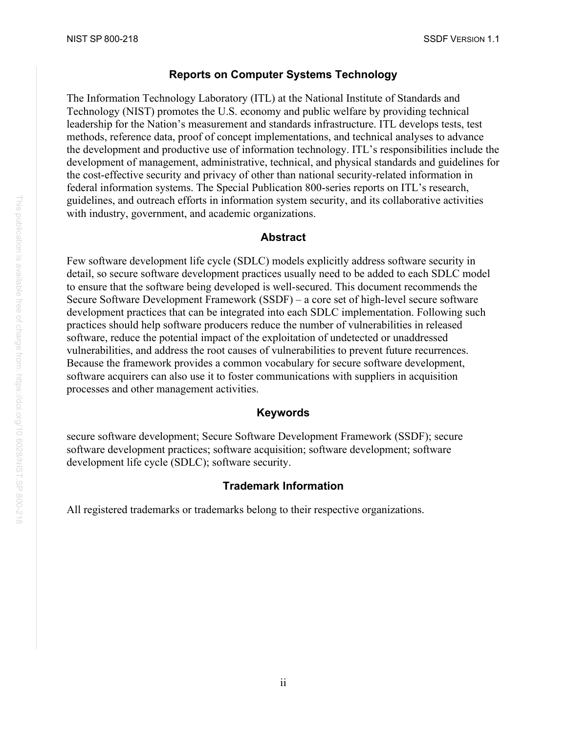## Reports on Computer Systems Technology

The Information Technology Laboratory (ITL) at the National Institute of Standards and Technology (NIST) promotes the U.S. economy and public welfare by providing technical leadership for the Nation's measurement and standards infrastructure. ITL develops tests, test methods, reference data, proof of concept implementations, and technical analyses to advance the development and productive use of information technology. ITL's responsibilities include the development of management, administrative, technical, and physical standards and guidelines for the cost-effective security and privacy of other than national security-related information in federal information systems. The Special Publication 800-series reports on ITL's research, guidelines, and outreach efforts in information system security, and its collaborative activities with industry, government, and academic organizations.

## Abstract

Few software development life cycle (SDLC) models explicitly address software security in detail, so secure software development practices usually need to be added to each SDLC model to ensure that the software being developed is well-secured. This document recommends the Secure Software Development Framework (SSDF) – a core set of high-level secure software development practices that can be integrated into each SDLC implementation. Following such practices should help software producers reduce the number of vulnerabilities in released software, reduce the potential impact of the exploitation of undetected or unaddressed vulnerabilities, and address the root causes of vulnerabilities to prevent future recurrences. Because the framework provides a common vocabulary for secure software development, software acquirers can also use it to foster communications with suppliers in acquisition processes and other management activities.

## Keywords

secure software development; Secure Software Development Framework (SSDF); secure software development practices; software acquisition; software development; software development life cycle (SDLC); software security.

## Trademark Information

All registered trademarks or trademarks belong to their respective organizations.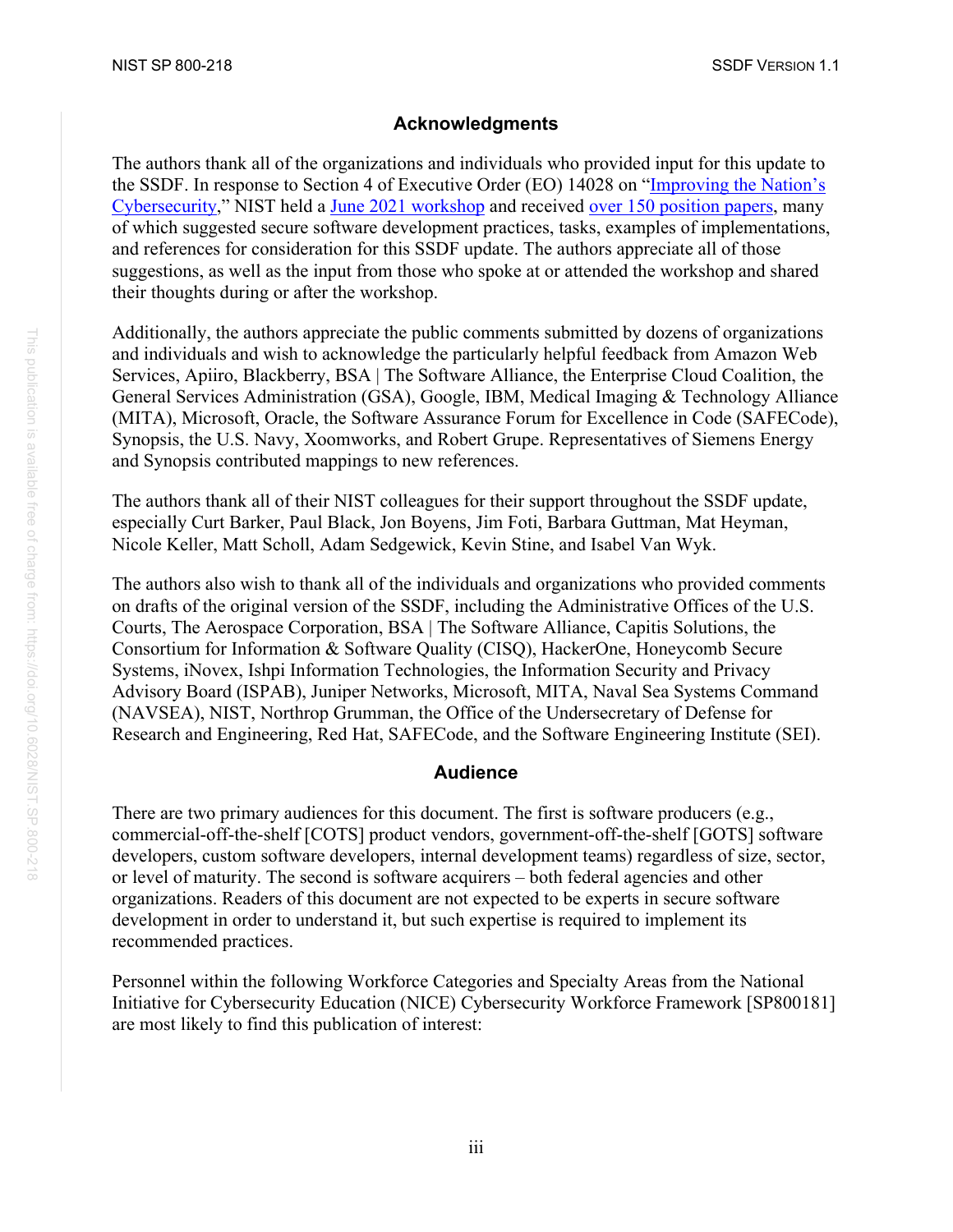## Acknowledgments

The authors thank all of the organizations and individuals who provided input for this update to the SSDF. In response to Section 4 of Executive Order (EO) 14028 on "Improving the Nation's Cybersecurity," NIST held a June 2021 workshop and received over 150 position papers, many of which suggested secure software development practices, tasks, examples of implementations, and references for consideration for this SSDF update. The authors appreciate all of those suggestions, as well as the input from those who spoke at or attended the workshop and shared their thoughts during or after the workshop.

Additionally, the authors appreciate the public comments submitted by dozens of organizations and individuals and wish to acknowledge the particularly helpful feedback from Amazon Web Services, Apiiro, Blackberry, BSA | The Software Alliance, the Enterprise Cloud Coalition, the General Services Administration (GSA), Google, IBM, Medical Imaging & Technology Alliance (MITA), Microsoft, Oracle, the Software Assurance Forum for Excellence in Code (SAFECode), Synopsis, the U.S. Navy, Xoomworks, and Robert Grupe. Representatives of Siemens Energy and Synopsis contributed mappings to new references.

The authors thank all of their NIST colleagues for their support throughout the SSDF update, especially Curt Barker, Paul Black, Jon Boyens, Jim Foti, Barbara Guttman, Mat Heyman, Nicole Keller, Matt Scholl, Adam Sedgewick, Kevin Stine, and Isabel Van Wyk.

The authors also wish to thank all of the individuals and organizations who provided comments on drafts of the original version of the SSDF, including the Administrative Offices of the U.S. Courts, The Aerospace Corporation, BSA | The Software Alliance, Capitis Solutions, the Consortium for Information & Software Quality (CISQ), HackerOne, Honeycomb Secure Systems, iNovex, Ishpi Information Technologies, the Information Security and Privacy Advisory Board (ISPAB), Juniper Networks, Microsoft, MITA, Naval Sea Systems Command (NAVSEA), NIST, Northrop Grumman, the Office of the Undersecretary of Defense for Research and Engineering, Red Hat, SAFECode, and the Software Engineering Institute (SEI).

## Audience

There are two primary audiences for this document. The first is software producers (e.g., commercial-off-the-shelf [COTS] product vendors, government-off-the-shelf [GOTS] software developers, custom software developers, internal development teams) regardless of size, sector, or level of maturity. The second is software acquirers – both federal agencies and other organizations. Readers of this document are not expected to be experts in secure software development in order to understand it, but such expertise is required to implement its recommended practices.

Personnel within the following Workforce Categories and Specialty Areas from the National Initiative for Cybersecurity Education (NICE) Cybersecurity Workforce Framework [SP800181] are most likely to find this publication of interest: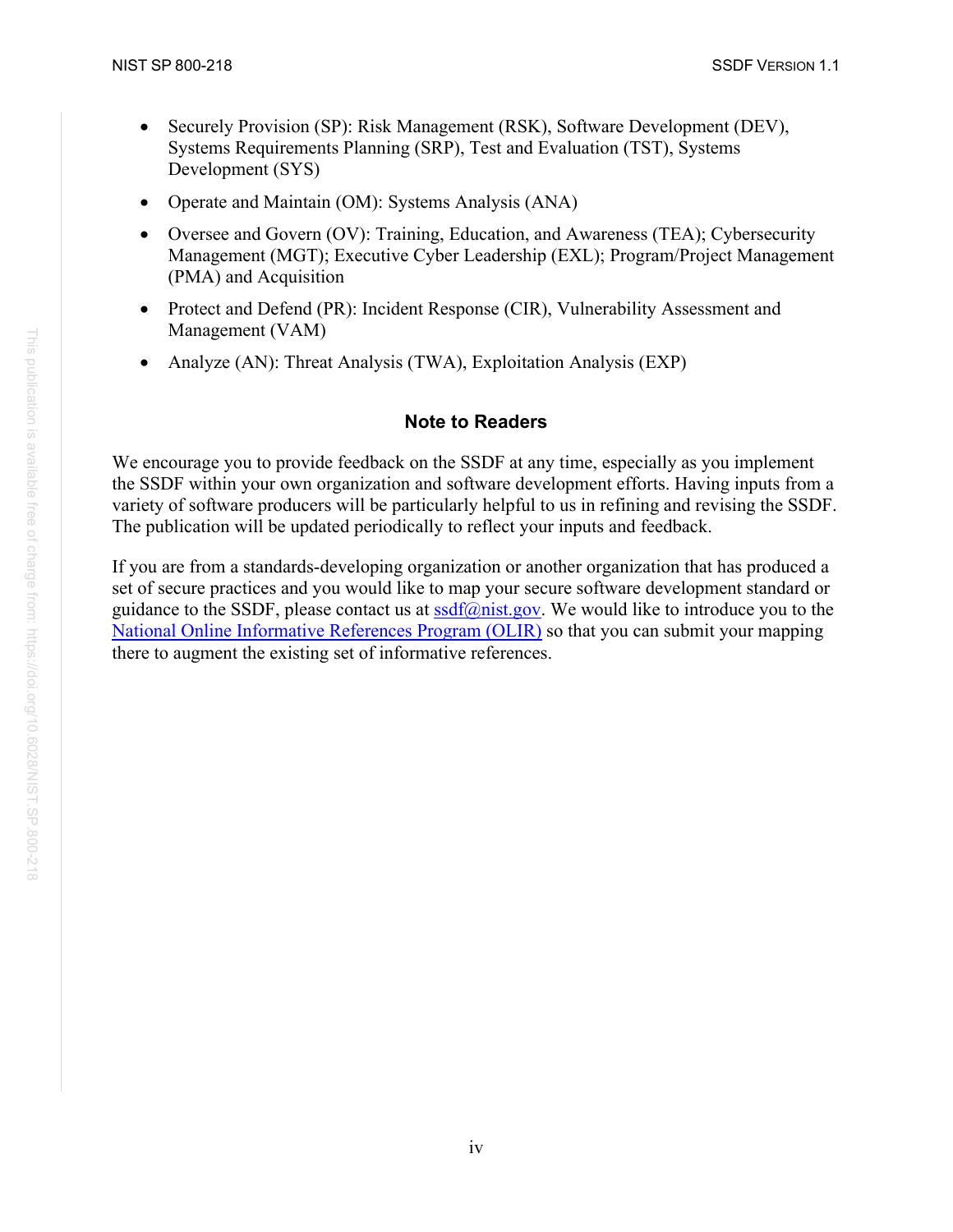- Securely Provision (SP): Risk Management (RSK), Software Development (DEV), Systems Requirements Planning (SRP), Test and Evaluation (TST), Systems Development (SYS)
- Operate and Maintain (OM): Systems Analysis (ANA)
- Oversee and Govern (OV): Training, Education, and Awareness (TEA); Cybersecurity Management (MGT); Executive Cyber Leadership (EXL); Program/Project Management (PMA) and Acquisition
- Protect and Defend (PR): Incident Response (CIR), Vulnerability Assessment and Management (VAM)
- Analyze (AN): Threat Analysis (TWA), Exploitation Analysis (EXP)

## Note to Readers

We encourage you to provide feedback on the SSDF at any time, especially as you implement the SSDF within your own organization and software development efforts. Having inputs from a variety of software producers will be particularly helpful to us in refining and revising the SSDF. The publication will be updated periodically to reflect your inputs and feedback.

If you are from a standards-developing organization or another organization that has produced a set of secure practices and you would like to map your secure software development standard or guidance to the SSDF, please contact us at ssdf@nist.gov. We would like to introduce you to the National Online Informative References Program (OLIR) so that you can submit your mapping there to augment the existing set of informative references.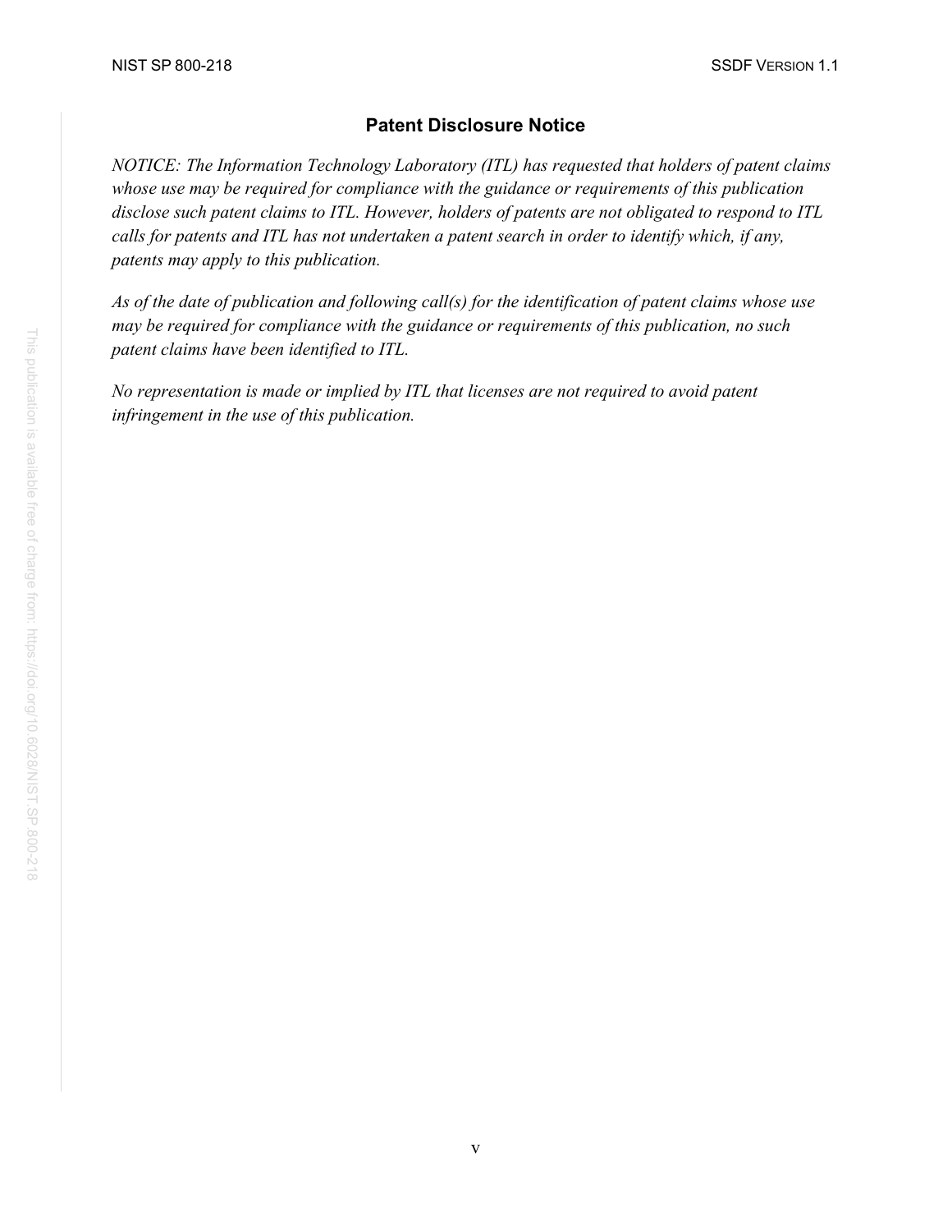## Patent Disclosure Notice

*NOTICE: The Information Technology Laboratory (ITL) has requested that holders of patent claims whose use may be required for compliance with the guidance or requirements of this publication disclose such patent claims to ITL. However, holders of patents are not obligated to respond to ITL calls for patents and ITL has not undertaken a patent search in order to identify which, if any, patents may apply to this publication.*

*As of the date of publication and following call(s) for the identification of patent claims whose use may be required for compliance with the guidance or requirements of this publication, no such patent claims have been identified to ITL.*

*No representation is made or implied by ITL that licenses are not required to avoid patent infringement in the use of this publication.*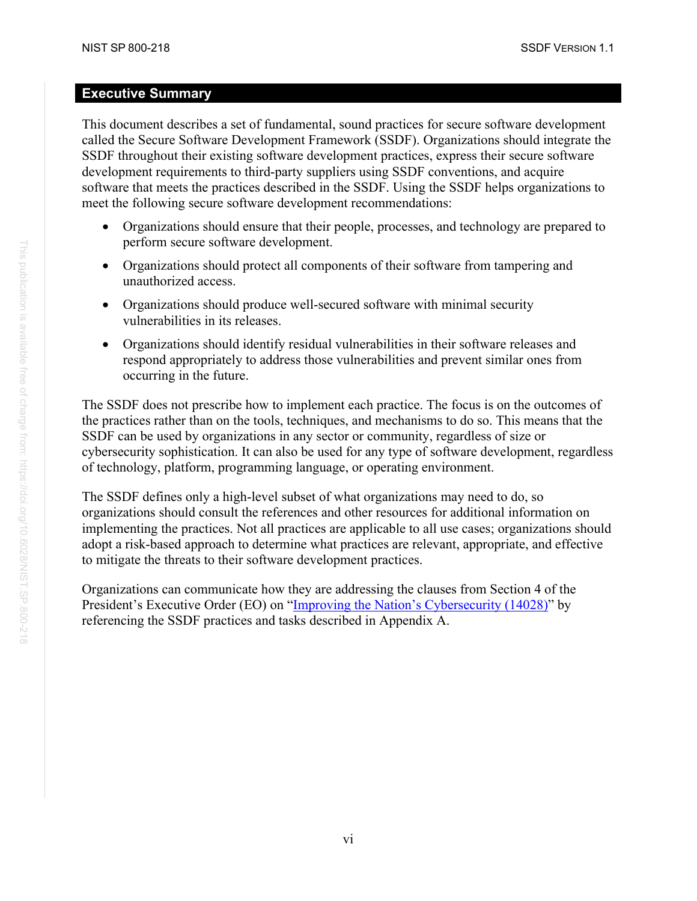## Executive Summary

This document describes a set of fundamental, sound practices for secure software development called the Secure Software Development Framework (SSDF). Organizations should integrate the SSDF throughout their existing software development practices, express their secure software development requirements to third-party suppliers using SSDF conventions, and acquire software that meets the practices described in the SSDF. Using the SSDF helps organizations to meet the following secure software development recommendations:

- Organizations should ensure that their people, processes, and technology are prepared to perform secure software development.
- Organizations should protect all components of their software from tampering and unauthorized access.
- Organizations should produce well-secured software with minimal security vulnerabilities in its releases.
- Organizations should identify residual vulnerabilities in their software releases and respond appropriately to address those vulnerabilities and prevent similar ones from occurring in the future.

The SSDF does not prescribe how to implement each practice. The focus is on the outcomes of the practices rather than on the tools, techniques, and mechanisms to do so. This means that the SSDF can be used by organizations in any sector or community, regardless of size or cybersecurity sophistication. It can also be used for any type of software development, regardless of technology, platform, programming language, or operating environment.

The SSDF defines only a high-level subset of what organizations may need to do, so organizations should consult the references and other resources for additional information on implementing the practices. Not all practices are applicable to all use cases; organizations should adopt a risk-based approach to determine what practices are relevant, appropriate, and effective to mitigate the threats to their software development practices.

Organizations can communicate how they are addressing the clauses from Section 4 of the President's Executive Order (EO) on "Improving the Nation's Cybersecurity (14028)" by referencing the SSDF practices and tasks described in Appendix A.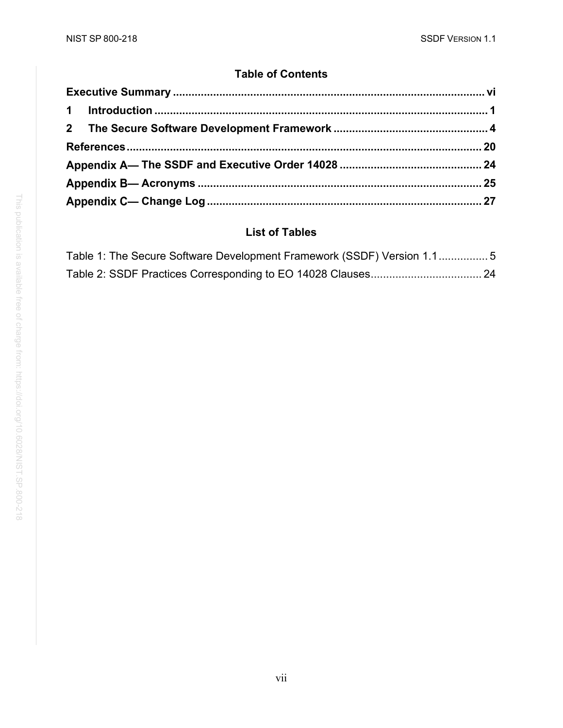## Table of Contents

**Executive Summary** ..................................................................................................... vi

**1 Introduction** ............................................................................................................. 1

**2 The Secure Software Development Framework** ................................................... 4

**References** ..................................................................................................................... 20

**Appendix A— The SSDF and Executive Order 14028** ............................................... 24

**Appendix B— Acronyms** ............................................................................................. 25

**Appendix C— Change Log** .......................................................................................... 27

## List of Tables

Table 1: The Secure Software Development Framework (SSDF) Version 1.1 ................ 5

Table 2: SSDF Practices Corresponding to EO 14028 Clauses .................................... 24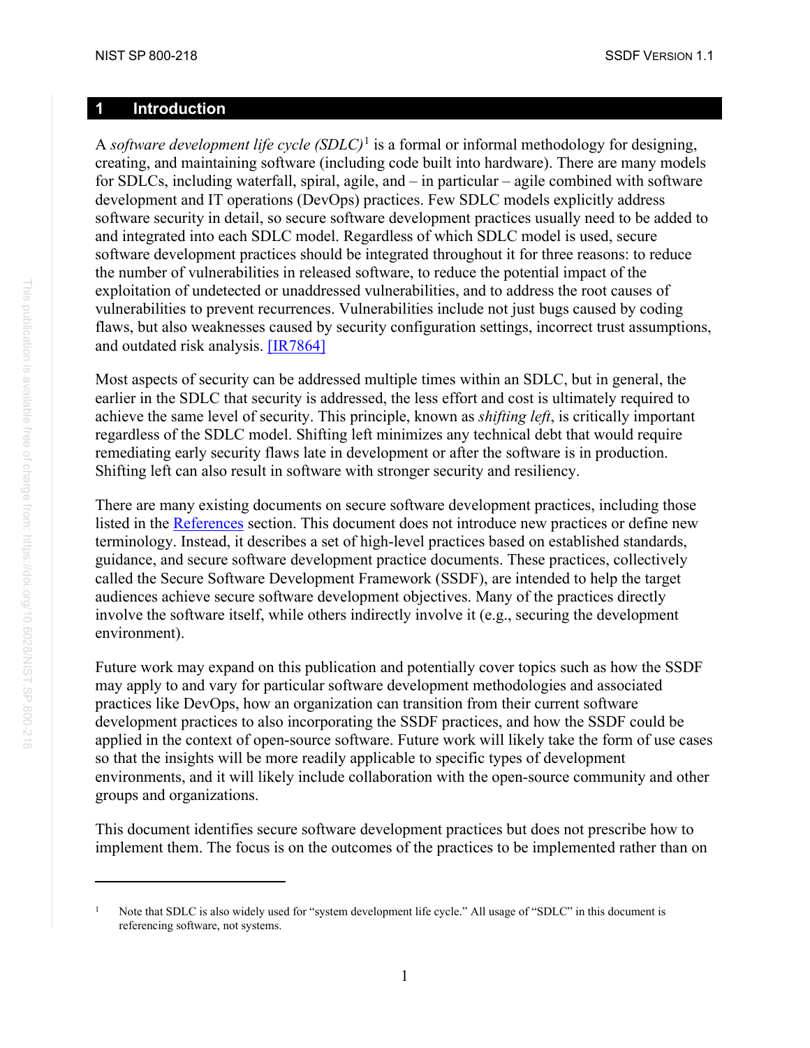# 1 Introduction

A *software development life cycle (SDLC)*[1] is a formal or informal methodology for designing, creating, and maintaining software (including code built into hardware). There are many models for SDLCs, including waterfall, spiral, agile, and – in particular – agile combined with software development and IT operations (DevOps) practices. Few SDLC models explicitly address software security in detail, so secure software development practices usually need to be added to and integrated into each SDLC model. Regardless of which SDLC model is used, secure software development practices should be integrated throughout it for three reasons: to reduce the number of vulnerabilities in released software, to reduce the potential impact of the exploitation of undetected or unaddressed vulnerabilities, and to address the root causes of vulnerabilities to prevent recurrences. Vulnerabilities include not just bugs caused by coding flaws, but also weaknesses caused by security configuration settings, incorrect trust assumptions, and outdated risk analysis. [IR7864]

Most aspects of security can be addressed multiple times within an SDLC, but in general, the earlier in the SDLC that security is addressed, the less effort and cost is ultimately required to achieve the same level of security. This principle, known as *shifting left*, is critically important regardless of the SDLC model. Shifting left minimizes any technical debt that would require remediating early security flaws late in development or after the software is in production. Shifting left can also result in software with stronger security and resiliency.

There are many existing documents on secure software development practices, including those listed in the References section. This document does not introduce new practices or define new terminology. Instead, it describes a set of high-level practices based on established standards, guidance, and secure software development practice documents. These practices, collectively called the Secure Software Development Framework (SSDF), are intended to help the target audiences achieve secure software development objectives. Many of the practices directly involve the software itself, while others indirectly involve it (e.g., securing the development environment).

Future work may expand on this publication and potentially cover topics such as how the SSDF may apply to and vary for particular software development methodologies and associated practices like DevOps, how an organization can transition from their current software development practices to also incorporating the SSDF practices, and how the SSDF could be applied in the context of open-source software. Future work will likely take the form of use cases so that the insights will be more readily applicable to specific types of development environments, and it will likely include collaboration with the open-source community and other groups and organizations.

This document identifies secure software development practices but does not prescribe how to implement them. The focus is on the outcomes of the practices to be implemented rather than on

---

[1] Note that SDLC is also widely used for "system development life cycle." All usage of "SDLC" in this document is referencing software, not systems.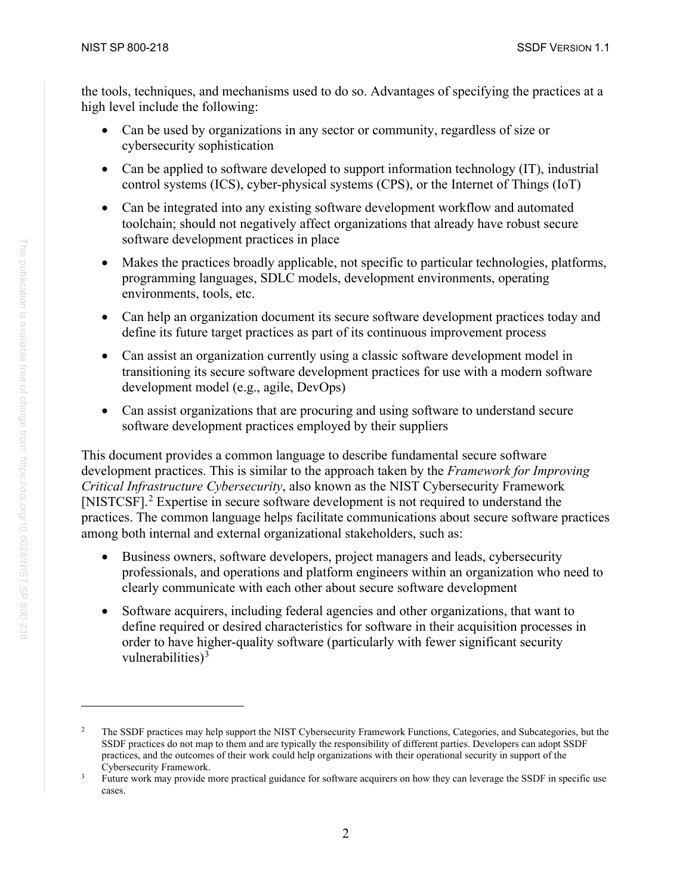the tools, techniques, and mechanisms used to do so. Advantages of specifying the practices at a high level include the following:

- Can be used by organizations in any sector or community, regardless of size or cybersecurity sophistication
- Can be applied to software developed to support information technology (IT), industrial control systems (ICS), cyber-physical systems (CPS), or the Internet of Things (IoT)
- Can be integrated into any existing software development workflow and automated toolchain; should not negatively affect organizations that already have robust secure software development practices in place
- Makes the practices broadly applicable, not specific to particular technologies, platforms, programming languages, SDLC models, development environments, operating environments, tools, etc.
- Can help an organization document its secure software development practices today and define its future target practices as part of its continuous improvement process
- Can assist an organization currently using a classic software development model in transitioning its secure software development practices for use with a modern software development model (e.g., agile, DevOps)
- Can assist organizations that are procuring and using software to understand secure software development practices employed by their suppliers

This document provides a common language to describe fundamental secure software development practices. This is similar to the approach taken by the *Framework for Improving Critical Infrastructure Cybersecurity*, also known as the NIST Cybersecurity Framework [NISTCSF].[2] Expertise in secure software development is not required to understand the practices. The common language helps facilitate communications about secure software practices among both internal and external organizational stakeholders, such as:

- Business owners, software developers, project managers and leads, cybersecurity professionals, and operations and platform engineers within an organization who need to clearly communicate with each other about secure software development
- Software acquirers, including federal agencies and other organizations, that want to define required or desired characteristics for software in their acquisition processes in order to have higher-quality software (particularly with fewer significant security vulnerabilities)[3]

---

[2] The SSDF practices may help support the NIST Cybersecurity Framework Functions, Categories, and Subcategories, but the SSDF practices do not map to them and are typically the responsibility of different parties. Developers can adopt SSDF practices, and the outcomes of their work could help organizations with their operational security in support of the Cybersecurity Framework.

[3] Future work may provide more practical guidance for software acquirers on how they can leverage the SSDF in specific use cases.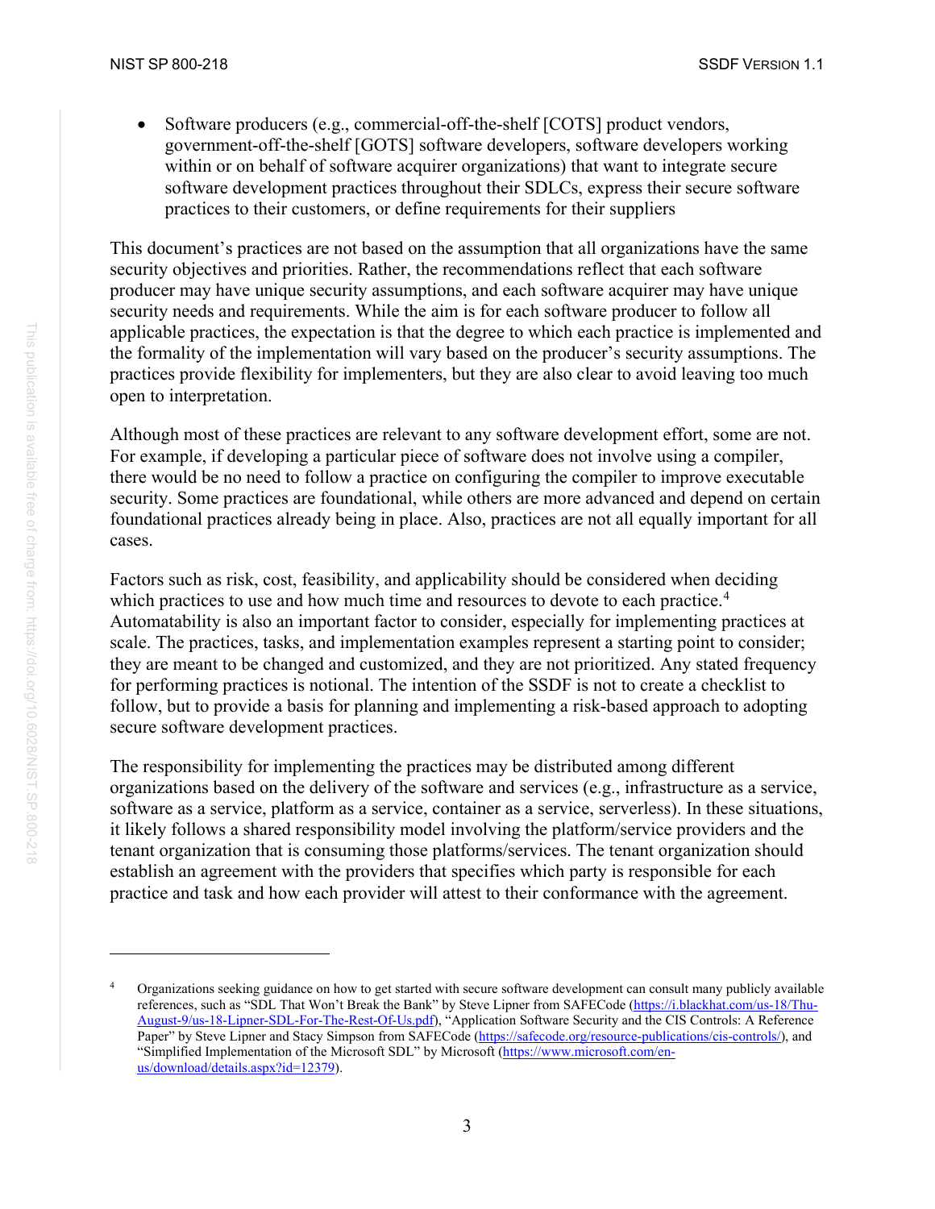- Software producers (e.g., commercial-off-the-shelf [COTS] product vendors, government-off-the-shelf [GOTS] software developers, software developers working within or on behalf of software acquirer organizations) that want to integrate secure software development practices throughout their SDLCs, express their secure software practices to their customers, or define requirements for their suppliers

This document's practices are not based on the assumption that all organizations have the same security objectives and priorities. Rather, the recommendations reflect that each software producer may have unique security assumptions, and each software acquirer may have unique security needs and requirements. While the aim is for each software producer to follow all applicable practices, the expectation is that the degree to which each practice is implemented and the formality of the implementation will vary based on the producer's security assumptions. The practices provide flexibility for implementers, but they are also clear to avoid leaving too much open to interpretation.

Although most of these practices are relevant to any software development effort, some are not. For example, if developing a particular piece of software does not involve using a compiler, there would be no need to follow a practice on configuring the compiler to improve executable security. Some practices are foundational, while others are more advanced and depend on certain foundational practices already being in place. Also, practices are not all equally important for all cases.

Factors such as risk, cost, feasibility, and applicability should be considered when deciding which practices to use and how much time and resources to devote to each practice.[4] Automatability is also an important factor to consider, especially for implementing practices at scale. The practices, tasks, and implementation examples represent a starting point to consider; they are meant to be changed and customized, and they are not prioritized. Any stated frequency for performing practices is notional. The intention of the SSDF is not to create a checklist to follow, but to provide a basis for planning and implementing a risk-based approach to adopting secure software development practices.

The responsibility for implementing the practices may be distributed among different organizations based on the delivery of the software and services (e.g., infrastructure as a service, software as a service, platform as a service, container as a service, serverless). In these situations, it likely follows a shared responsibility model involving the platform/service providers and the tenant organization that is consuming those platforms/services. The tenant organization should establish an agreement with the providers that specifies which party is responsible for each practice and task and how each provider will attest to their conformance with the agreement.

---

[4] Organizations seeking guidance on how to get started with secure software development can consult many publicly available references, such as "SDL That Won't Break the Bank" by Steve Lipner from SAFECode (https://i.blackhat.com/us-18/Thu-August-9/us-18-Lipner-SDL-For-The-Rest-Of-Us.pdf), "Application Software Security and the CIS Controls: A Reference Paper" by Steve Lipner and Stacy Simpson from SAFECode (https://safecode.org/resource-publications/cis-controls/), and "Simplified Implementation of the Microsoft SDL" by Microsoft (https://www.microsoft.com/en-us/download/details.aspx?id=12379).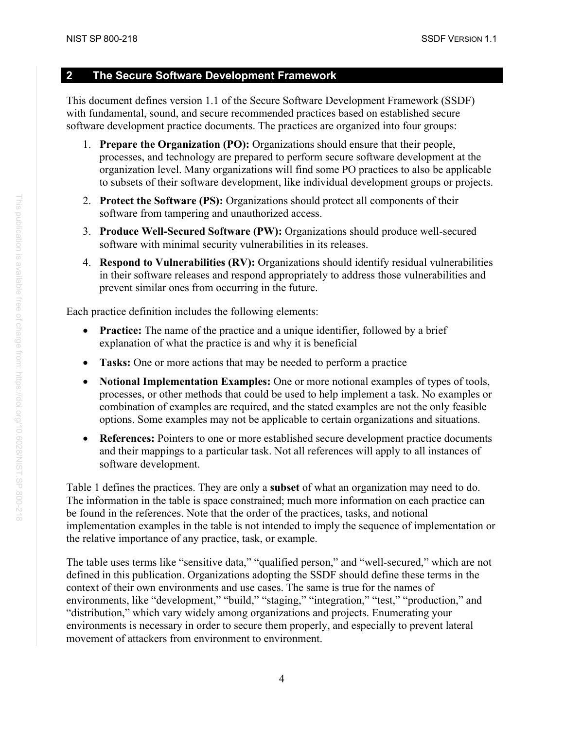# 2 The Secure Software Development Framework

This document defines version 1.1 of the Secure Software Development Framework (SSDF) with fundamental, sound, and secure recommended practices based on established secure software development practice documents. The practices are organized into four groups:

1. **Prepare the Organization (PO):** Organizations should ensure that their people, processes, and technology are prepared to perform secure software development at the organization level. Many organizations will find some PO practices to also be applicable to subsets of their software development, like individual development groups or projects.
2. **Protect the Software (PS):** Organizations should protect all components of their software from tampering and unauthorized access.
3. **Produce Well-Secured Software (PW):** Organizations should produce well-secured software with minimal security vulnerabilities in its releases.
4. **Respond to Vulnerabilities (RV):** Organizations should identify residual vulnerabilities in their software releases and respond appropriately to address those vulnerabilities and prevent similar ones from occurring in the future.

Each practice definition includes the following elements:

- **Practice:** The name of the practice and a unique identifier, followed by a brief explanation of what the practice is and why it is beneficial
- **Tasks:** One or more actions that may be needed to perform a practice
- **Notional Implementation Examples:** One or more notional examples of types of tools, processes, or other methods that could be used to help implement a task. No examples or combination of examples are required, and the stated examples are not the only feasible options. Some examples may not be applicable to certain organizations and situations.
- **References:** Pointers to one or more established secure development practice documents and their mappings to a particular task. Not all references will apply to all instances of software development.

Table 1 defines the practices. They are only a **subset** of what an organization may need to do. The information in the table is space constrained; much more information on each practice can be found in the references. Note that the order of the practices, tasks, and notional implementation examples in the table is not intended to imply the sequence of implementation or the relative importance of any practice, task, or example.

The table uses terms like "sensitive data," "qualified person," and "well-secured," which are not defined in this publication. Organizations adopting the SSDF should define these terms in the context of their own environments and use cases. The same is true for the names of environments, like "development," "build," "staging," "integration," "test," "production," and "distribution," which vary widely among organizations and projects. Enumerating your environments is necessary in order to secure them properly, and especially to prevent lateral movement of attackers from environment to environment.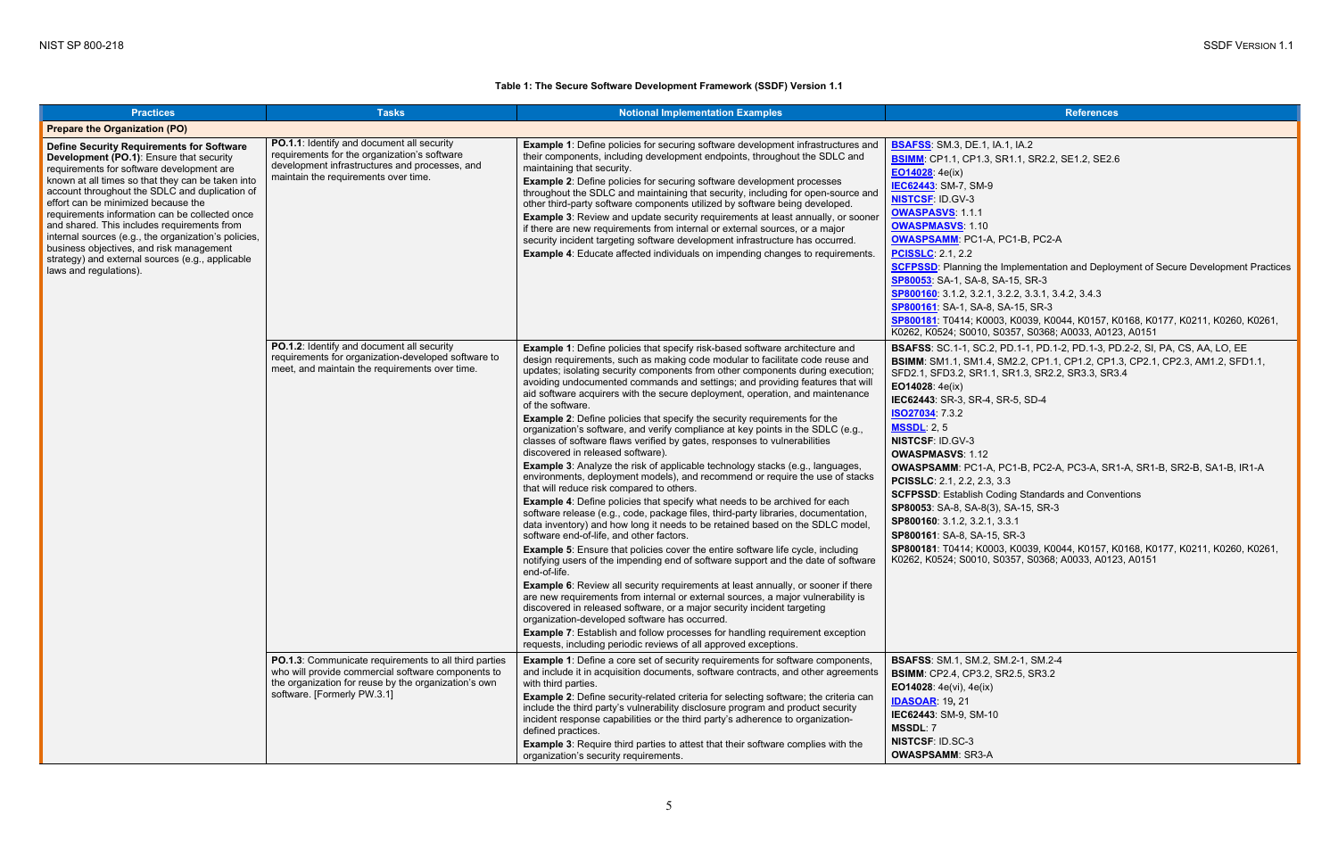**Table 1: The Secure Software Development Framework (SSDF) Version 1.1**

| Practices | Tasks | Notional Implementation Examples | References |
|---|---|---|---|
| **Prepare the Organization (PO)** | | | |
| **Define Security Requirements for Software Development (PO.1)**: Ensure that security requirements for software development are known at all times so that they can be taken into account throughout the SDLC and duplication of effort can be minimized because the requirements information can be collected once and shared. This includes requirements from internal sources (e.g., the organization's policies, business objectives, and risk management strategy) and external sources (e.g., applicable laws and regulations). | **PO.1.1**: Identify and document all security requirements for the organization's software development infrastructures and processes, and maintain the requirements over time. | **Example 1**: Define policies for securing software development infrastructures and their components, including development endpoints, throughout the SDLC and maintaining that security.<br>**Example 2**: Define policies for securing software development processes throughout the SDLC and maintaining that security, including for open-source and other third-party software components utilized by software being developed.<br>**Example 3**: Review and update security requirements at least annually, or sooner if there are new requirements from internal or external sources, or a major security incident targeting software development infrastructure has occurred.<br>**Example 4**: Educate affected individuals on impending changes to requirements. | **BSAFSS**: SM.3, DE.1, IA.1, IA.2<br>**BSIMM**: CP1.1, CP1.3, SR1.1, SR2.2, SE1.2, SE2.6<br>**EO14028**: 4e(ix)<br>**IEC62443**: SM-7, SM-9<br>**NISTCSF**: ID.GV-3<br>**OWASPASVS**: 1.1.1<br>**OWASPMASVS**: 1.10<br>**OWASPSAMM**: PC1-A, PC1-B, PC2-A<br>**PCISSLC**: 2.1, 2.2<br>**SCFPSSD**: Planning the Implementation and Deployment of Secure Development Practices<br>**SP80053**: SA-1, SA-8, SA-15, SR-3<br>**SP800160**: 3.1.2, 3.2.1, 3.2.2, 3.3.1, 3.4.2, 3.4.3<br>**SP800161**: SA-1, SA-8, SA-15, SR-3<br>**SP800181**: T0414; K0003, K0039, K0044, K0157, K0168, K0177, K0211, K0260, K0261, K0262, K0524; S0010, S0357, S0368; A0033, A0123, A0151 |
| | **PO.1.2**: Identify and document all security requirements for organization-developed software to meet, and maintain the requirements over time. | **Example 1**: Define policies that specify risk-based software architecture and design requirements, such as making code modular to facilitate code reuse and updates; isolating security components from other components during execution; avoiding undocumented commands and settings; and providing features that will aid software acquirers with the secure deployment, operation, and maintenance of the software.<br>**Example 2**: Define policies that specify the security requirements for the organization's software, and verify compliance at key points in the SDLC (e.g., classes of software flaws verified by gates, responses to vulnerabilities discovered in released software).<br>**Example 3**: Analyze the risk of applicable technology stacks (e.g., languages, environments, deployment models), and recommend or require the use of stacks that will reduce risk compared to others.<br>**Example 4**: Define policies that specify what needs to be archived for each software release (e.g., code, package files, third-party libraries, documentation, data inventory) and how long it needs to be retained based on the SDLC model, software end-of-life, and other factors.<br>**Example 5**: Ensure that policies cover the entire software life cycle, including notifying users of the impending end of software support and the date of software end-of-life.<br>**Example 6**: Review all security requirements at least annually, or sooner if there are new requirements from internal or external sources, a major vulnerability is discovered in released software, or a major security incident targeting organization-developed software has occurred.<br>**Example 7**: Establish and follow processes for handling requirement exception requests, including periodic reviews of all approved exceptions. | **BSAFSS**: SC.1-1, SC.2, PD.1-1, PD.1-2, PD.1-3, PD.2-2, SI, PA, CS, AA, LO, EE<br>**BSIMM**: SM1.1, SM1.4, SM2.2, CP1.1, CP1.2, CP1.3, CP2.1, CP2.3, AM1.2, SFD1.1, SFD2.1, SFD3.2, SR1.1, SR1.3, SR2.2, SR3.3, SR3.4<br>**EO14028**: 4e(ix)<br>**IEC62443**: SR-3, SR-4, SR-5, SD-4<br>**ISO27034**: 7.3.2<br>**MSSDL**: 2, 5<br>**NISTCSF**: ID.GV-3<br>**OWASPMASVS**: 1.12<br>**OWASPSAMM**: PC1-A, PC1-B, PC2-A, PC3-A, SR1-A, SR1-B, SR2-B, SA1-B, IR1-A<br>**PCISSLC**: 2.1, 2.2, 2.3, 3.3<br>**SCFPSSD**: Establish Coding Standards and Conventions<br>**SP80053**: SA-8, SA-8(3), SA-15, SR-3<br>**SP800160**: 3.1.2, 3.2.1, 3.3.1<br>**SP800161**: SA-8, SA-15, SR-3<br>**SP800181**: T0414; K0003, K0039, K0044, K0157, K0168, K0177, K0211, K0260, K0261, K0262, K0524; S0010, S0357, S0368; A0033, A0123, A0151 |
| | **PO.1.3**: Communicate requirements to all third parties who will provide commercial software components to the organization for reuse by the organization's own software. [Formerly PW.3.1] | **Example 1**: Define a core set of security requirements for software components, and include it in acquisition documents, software contracts, and other agreements with third parties.<br>**Example 2**: Define security-related criteria for selecting software; the criteria can include the third party's vulnerability disclosure program and product security incident response capabilities or the third party's adherence to organization-defined practices.<br>**Example 3**: Require third parties to attest that their software complies with the organization's security requirements. | **BSAFSS**: SM.1, SM.2, SM.2-1, SM.2-4<br>**BSIMM**: CP2.4, CP3.2, SR2.5, SR3.2<br>**EO14028**: 4e(vi), 4e(ix)<br>**IDASOAR**: 19, 21<br>**IEC62443**: SM-9, SM-10<br>**MSSDL**: 7<br>**NISTCSF**: ID.SC-3<br>**OWASPSAMM**: SR3-A |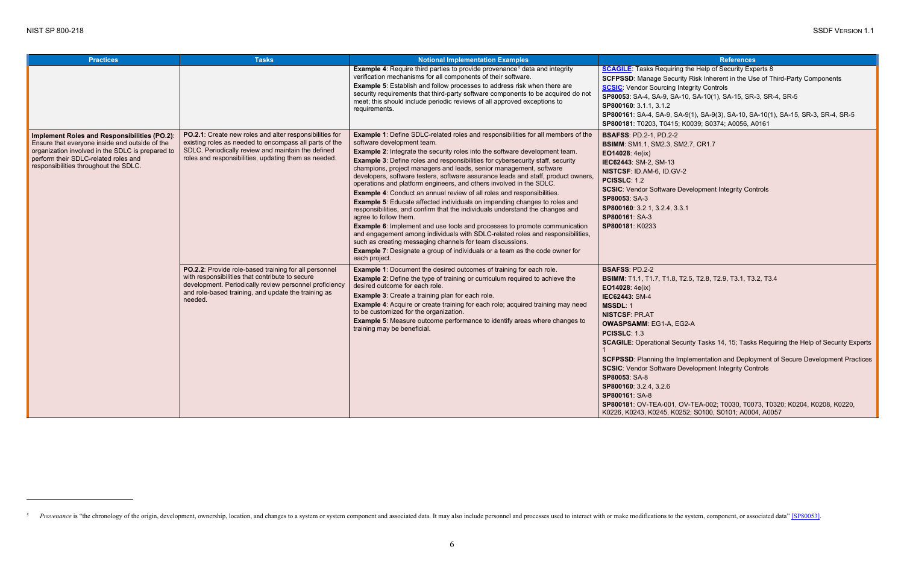| Practices | Tasks | Notional Implementation Examples | References |
|---|---|---|---|
| | | **Example 4**: Require third parties to provide provenance[5] data and integrity verification mechanisms for all components of their software.<br>**Example 5**: Establish and follow processes to address risk when there are security requirements that third-party software components to be acquired do not meet; this should include periodic reviews of all approved exceptions to requirements. | **SCAGILE**: Tasks Requiring the Help of Security Experts 8<br>**SCFPSSD**: Manage Security Risk Inherent in the Use of Third-Party Components<br>**SCSIC**: Vendor Sourcing Integrity Controls<br>**SP80053**: SA-4, SA-9, SA-10, SA-10(1), SA-15, SR-3, SR-4, SR-5<br>**SP800160**: 3.1.1, 3.1.2<br>**SP800161**: SA-4, SA-9, SA-9(1), SA-9(3), SA-10, SA-10(1), SA-15, SR-3, SR-4, SR-5<br>**SP800181**: T0203, T0415; K0039; S0374; A0056, A0161 |
| **Implement Roles and Responsibilities (PO.2)**: Ensure that everyone inside and outside of the organization involved in the SDLC is prepared to perform their SDLC-related roles and responsibilities throughout the SDLC. | **PO.2.1**: Create new roles and alter responsibilities for existing roles as needed to encompass all parts of the SDLC. Periodically review and maintain the defined roles and responsibilities, updating them as needed. | **Example 1**: Define SDLC-related roles and responsibilities for all members of the software development team.<br>**Example 2**: Integrate the security roles into the software development team.<br>**Example 3**: Define roles and responsibilities for cybersecurity staff, security champions, project managers and leads, senior management, software developers, software testers, software assurance leads and staff, product owners, operations and platform engineers, and others involved in the SDLC.<br>**Example 4**: Conduct an annual review of all roles and responsibilities.<br>**Example 5**: Educate affected individuals on impending changes to roles and responsibilities, and confirm that the individuals understand the changes and agree to follow them.<br>**Example 6**: Implement and use tools and processes to promote communication and engagement among individuals with SDLC-related roles and responsibilities, such as creating messaging channels for team discussions.<br>**Example 7**: Designate a group of individuals or a team as the code owner for each project. | **BSAFSS**: PD.2-1, PD.2-2<br>**BSIMM**: SM1.1, SM2.3, SM2.7, CR1.7<br>**EO14028**: 4e(ix)<br>**IEC62443**: SM-2, SM-13<br>**NISTCSF**: ID.AM-6, ID.GV-2<br>**PCISSLC**: 1.2<br>**SCSIC**: Vendor Software Development Integrity Controls<br>**SP80053**: SA-3<br>**SP800160**: 3.2.1, 3.2.4, 3.3.1<br>**SP800161**: SA-3<br>**SP800181**: K0233 |
| | **PO.2.2**: Provide role-based training for all personnel with responsibilities that contribute to secure development. Periodically review personnel proficiency and role-based training, and update the training as needed. | **Example 1**: Document the desired outcomes of training for each role.<br>**Example 2**: Define the type of training or curriculum required to achieve the desired outcome for each role.<br>**Example 3**: Create a training plan for each role.<br>**Example 4**: Acquire or create training for each role; acquired training may need to be customized for the organization.<br>**Example 5**: Measure outcome performance to identify areas where changes to training may be beneficial. | **BSAFSS**: PD.2-2<br>**BSIMM**: T1.1, T1.7, T1.8, T2.5, T2.8, T2.9, T3.1, T3.2, T3.4<br>**EO14028**: 4e(ix)<br>**IEC62443**: SM-4<br>**MSSDL**: 1<br>**NISTCSF**: PR.AT<br>**OWASPSAMM**: EG1-A, EG2-A<br>**PCISSLC**: 1.3<br>**SCAGILE**: Operational Security Tasks 14, 15; Tasks Requiring the Help of Security Experts 1<br>**SCFPSSD**: Planning the Implementation and Deployment of Secure Development Practices<br>**SCSIC**: Vendor Software Development Integrity Controls<br>**SP80053**: SA-8<br>**SP800160**: 3.2.4, 3.2.6<br>**SP800161**: SA-8<br>**SP800181**: OV-TEA-001, OV-TEA-002; T0030, T0073, T0320; K0204, K0208, K0220, K0226, K0243, K0245, K0252; S0100, S0101; A0004, A0057 |

[5] *Provenance* is "the chronology of the origin, development, ownership, location, and changes to a system or system component and associated data. It may also include personnel and processes used to interact with or make modifications to the system, component, or associated data" [SP80053].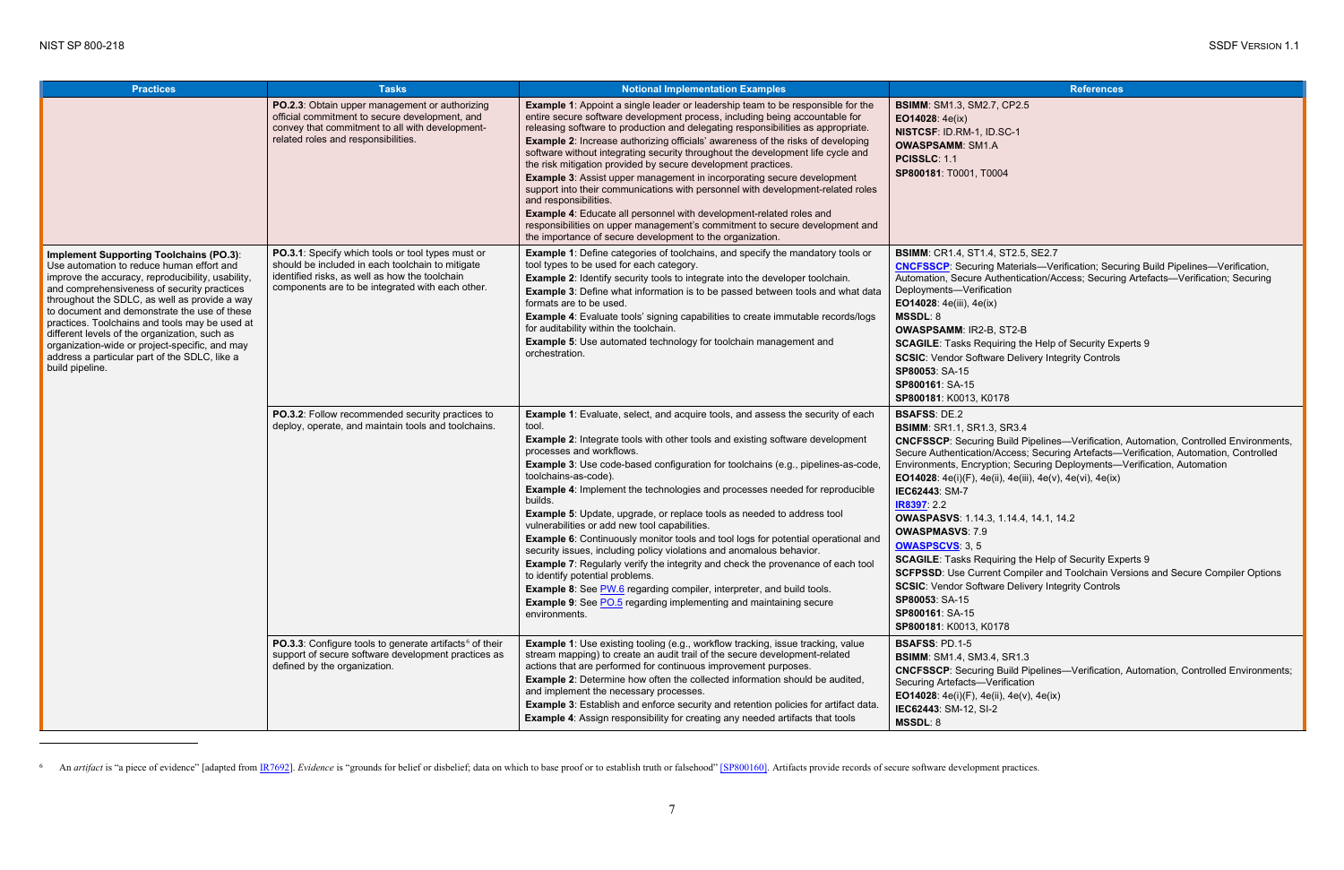| Practices | Tasks | Notional Implementation Examples | References |
|---|---|---|---|
| | **PO.2.3**: Obtain upper management or authorizing official commitment to secure development, and convey that commitment to all with development-related roles and responsibilities. | **Example 1**: Appoint a single leader or leadership team to be responsible for the entire secure software development process, including being accountable for releasing software to production and delegating responsibilities as appropriate.<br>**Example 2**: Increase authorizing officials' awareness of the risks of developing software without integrating security throughout the development life cycle and the risk mitigation provided by secure development practices.<br>**Example 3**: Assist upper management in incorporating secure development support into their communications with personnel with development-related roles and responsibilities.<br>**Example 4**: Educate all personnel with development-related roles and responsibilities on upper management's commitment to secure development and the importance of secure development to the organization. | **BSIMM**: SM1.3, SM2.7, CP2.5<br>**EO14028**: 4e(ix)<br>**NISTCSF**: ID.RM-1, ID.SC-1<br>**OWASPSAMM**: SM1.A<br>**PCISSLC**: 1.1<br>**SP800181**: T0001, T0004 |
| **Implement Supporting Toolchains (PO.3)**: Use automation to reduce human effort and improve the accuracy, reproducibility, usability, and comprehensiveness of security practices throughout the SDLC, as well as provide a way to document and demonstrate the use of these practices. Toolchains and tools may be used at different levels of the organization, such as organization-wide or project-specific, and may address a particular part of the SDLC, like a build pipeline. | **PO.3.1**: Specify which tools or tool types must or should be included in each toolchain to mitigate identified risks, as well as how the toolchain components are to be integrated with each other. | **Example 1**: Define categories of toolchains, and specify the mandatory tools or tool types to be used for each category.<br>**Example 2**: Identify security tools to integrate into the developer toolchain.<br>**Example 3**: Define what information is to be passed between tools and what data formats are to be used.<br>**Example 4**: Evaluate tools' signing capabilities to create immutable records/logs for auditability within the toolchain.<br>**Example 5**: Use automated technology for toolchain management and orchestration. | **BSIMM**: CR1.4, ST1.4, ST2.5, SE2.7<br>**CNCFSSCP**: Securing Materials—Verification; Securing Build Pipelines—Verification, Automation, Secure Authentication/Access; Securing Artefacts—Verification; Securing Deployments—Verification<br>**EO14028**: 4e(iii), 4e(ix)<br>**MSSDL**: 8<br>**OWASPSAMM**: IR2-B, ST2-B<br>**SCAGILE**: Tasks Requiring the Help of Security Experts 9<br>**SCSIC**: Vendor Software Delivery Integrity Controls<br>**SP80053**: SA-15<br>**SP800161**: SA-15<br>**SP800181**: K0013, K0178 |
| | **PO.3.2**: Follow recommended security practices to deploy, operate, and maintain tools and toolchains. | **Example 1**: Evaluate, select, and acquire tools, and assess the security of each tool.<br>**Example 2**: Integrate tools with other tools and existing software development processes and workflows.<br>**Example 3**: Use code-based configuration for toolchains (e.g., pipelines-as-code, toolchains-as-code).<br>**Example 4**: Implement the technologies and processes needed for reproducible builds.<br>**Example 5**: Update, upgrade, or replace tools as needed to address tool vulnerabilities or add new tool capabilities.<br>**Example 6**: Continuously monitor tools and tool logs for potential operational and security issues, including policy violations and anomalous behavior.<br>**Example 7**: Regularly verify the integrity and check the provenance of each tool to identify potential problems.<br>**Example 8**: See PW.6 regarding compiler, interpreter, and build tools.<br>**Example 9**: See PO.5 regarding implementing and maintaining secure environments. | **BSAFSS**: DE.2<br>**BSIMM**: SR1.1, SR1.3, SR3.4<br>**CNCFSSCP**: Securing Build Pipelines—Verification, Automation, Controlled Environments, Secure Authentication/Access; Securing Artefacts—Verification, Automation, Controlled Environments, Encryption; Securing Deployments—Verification, Automation<br>**EO14028**: 4e(i)(F), 4e(ii), 4e(iii), 4e(v), 4e(vi), 4e(ix)<br>**IEC62443**: SM-7<br>**IR8397**: 2.2<br>**OWASPASVS**: 1.14.3, 1.14.4, 14.1, 14.2<br>**OWASPMASVS**: 7.9<br>**OWASPSCVS**: 3, 5<br>**SCAGILE**: Tasks Requiring the Help of Security Experts 9<br>**SCFPSSD**: Use Current Compiler and Toolchain Versions and Secure Compiler Options<br>**SCSIC**: Vendor Software Delivery Integrity Controls<br>**SP80053**: SA-15<br>**SP800161**: SA-15<br>**SP800181**: K0013, K0178 |
| | **PO.3.3**: Configure tools to generate artifacts[6] of their support of secure software development practices as defined by the organization. | **Example 1**: Use existing tooling (e.g., workflow tracking, issue tracking, value stream mapping) to create an audit trail of the secure development-related actions that are performed for continuous improvement purposes.<br>**Example 2**: Determine how often the collected information should be audited, and implement the necessary processes.<br>**Example 3**: Establish and enforce security and retention policies for artifact data.<br>**Example 4**: Assign responsibility for creating any needed artifacts that tools | **BSAFSS**: PD.1-5<br>**BSIMM**: SM1.4, SM3.4, SR1.3<br>**CNCFSSCP**: Securing Build Pipelines—Verification, Automation, Controlled Environments; Securing Artefacts—Verification<br>**EO14028**: 4e(i)(F), 4e(ii), 4e(v), 4e(ix)<br>**IEC62443**: SM-12, SI-2<br>**MSSDL**: 8 |

[6] An *artifact* is "a piece of evidence" [adapted from IR7692]. *Evidence* is "grounds for belief or disbelief; data on which to base proof or to establish truth or falsehood" [SP800160]. Artifacts provide records of secure software development practices.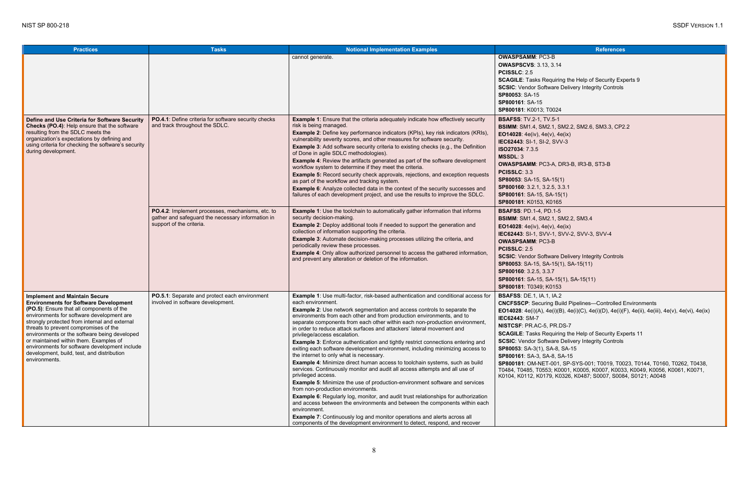| Practices | Tasks | Notional Implementation Examples | References |
|---|---|---|---|
| | | cannot generate. | **OWASPSAMM**: PC3-B<br>**OWASPSCVS**: 3.13, 3.14<br>**PCISSLC**: 2.5<br>**SCAGILE**: Tasks Requiring the Help of Security Experts 9<br>**SCSIC**: Vendor Software Delivery Integrity Controls<br>**SP80053**: SA-15<br>**SP800161**: SA-15<br>**SP800181**: K0013; T0024 |
| **Define and Use Criteria for Software Security Checks (PO.4)**: Help ensure that the software resulting from the SDLC meets the organization's expectations by defining and using criteria for checking the software's security during development. | **PO.4.1**: Define criteria for software security checks and track throughout the SDLC. | **Example 1**: Ensure that the criteria adequately indicate how effectively security risk is being managed.<br>**Example 2**: Define key performance indicators (KPIs), key risk indicators (KRIs), vulnerability severity scores, and other measures for software security.<br>**Example 3**: Add software security criteria to existing checks (e.g., the Definition of Done in agile SDLC methodologies).<br>**Example 4**: Review the artifacts generated as part of the software development workflow system to determine if they meet the criteria.<br>**Example 5:** Record security check approvals, rejections, and exception requests as part of the workflow and tracking system.<br>**Example 6**: Analyze collected data in the context of the security successes and failures of each development project, and use the results to improve the SDLC. | **BSAFSS**: TV.2-1, TV.5-1<br>**BSIMM**: SM1.4, SM2.1, SM2.2, SM2.6, SM3.3, CP2.2<br>**EO14028**: 4e(iv), 4e(v), 4e(ix)<br>**IEC62443**: SI-1, SI-2, SVV-3<br>**ISO27034**: 7.3.5<br>**MSSDL**: 3<br>**OWASPSAMM**: PC3-A, DR3-B, IR3-B, ST3-B<br>**PCISSLC**: 3.3<br>**SP80053**: SA-15, SA-15(1)<br>**SP800160**: 3.2.1, 3.2.5, 3.3.1<br>**SP800161**: SA-15, SA-15(1)<br>**SP800181**: K0153, K0165 |
| | **PO.4.2**: Implement processes, mechanisms, etc. to gather and safeguard the necessary information in support of the criteria. | **Example 1**: Use the toolchain to automatically gather information that informs security decision-making.<br>**Example 2**: Deploy additional tools if needed to support the generation and collection of information supporting the criteria.<br>**Example 3**: Automate decision-making processes utilizing the criteria, and periodically review these processes.<br>**Example 4**: Only allow authorized personnel to access the gathered information, and prevent any alteration or deletion of the information. | **BSAFSS**: PD.1-4, PD.1-5<br>**BSIMM**: SM1.4, SM2.1, SM2.2, SM3.4<br>**EO14028**: 4e(iv), 4e(v), 4e(ix)<br>**IEC62443**: SI-1, SVV-1, SVV-2, SVV-3, SVV-4<br>**OWASPSAMM**: PC3-B<br>**PCISSLC**: 2.5<br>**SCSIC**: Vendor Software Delivery Integrity Controls<br>**SP80053**: SA-15, SA-15(1), SA-15(11)<br>**SP800160**: 3.2.5, 3.3.7<br>**SP800161**: SA-15, SA-15(1), SA-15(11)<br>**SP800181**: T0349; K0153 |
| **Implement and Maintain Secure Environments for Software Development (PO.5)**: Ensure that all components of the environments for software development are strongly protected from internal and external threats to prevent compromises of the environments or the software being developed or maintained within them. Examples of environments for software development include development, build, test, and distribution environments. | **PO.5.1**: Separate and protect each environment involved in software development. | **Example 1**: Use multi-factor, risk-based authentication and conditional access for each environment.<br>**Example 2**: Use network segmentation and access controls to separate the environments from each other and from production environments, and to separate components from each other within each non-production environment, in order to reduce attack surfaces and attackers' lateral movement and privilege/access escalation.<br>**Example 3**: Enforce authentication and tightly restrict connections entering and exiting each software development environment, including minimizing access to the internet to only what is necessary.<br>**Example 4**: Minimize direct human access to toolchain systems, such as build services. Continuously monitor and audit all access attempts and all use of privileged access.<br>**Example 5**: Minimize the use of production-environment software and services from non-production environments.<br>**Example 6**: Regularly log, monitor, and audit trust relationships for authorization and access between the environments and between the components within each environment.<br>**Example 7**: Continuously log and monitor operations and alerts across all components of the development environment to detect, respond, and recover | **BSAFSS**: DE.1, IA.1, IA.2<br>**CNCFSSCP**: Securing Build Pipelines—Controlled Environments<br>**EO14028**: 4e(i)(A), 4e(i)(B), 4e(i)(C), 4e(i)(D), 4e(i)(F), 4e(ii), 4e(iii), 4e(v), 4e(vi), 4e(ix)<br>**IEC62443**: SM-7<br>**NISTCSF**: PR.AC-5, PR.DS-7<br>**SCAGILE**: Tasks Requiring the Help of Security Experts 11<br>**SCSIC**: Vendor Software Delivery Integrity Controls<br>**SP80053**: SA-3(1), SA-8, SA-15<br>**SP800161**: SA-3, SA-8, SA-15<br>**SP800181**: OM-NET-001, SP-SYS-001; T0019, T0023, T0144, T0160, T0262, T0438, T0484, T0485, T0553; K0001, K0005, K0007, K0033, K0049, K0056, K0061, K0071, K0104, K0112, K0179, K0326, K0487; S0007, S0084, S0121; A0048 |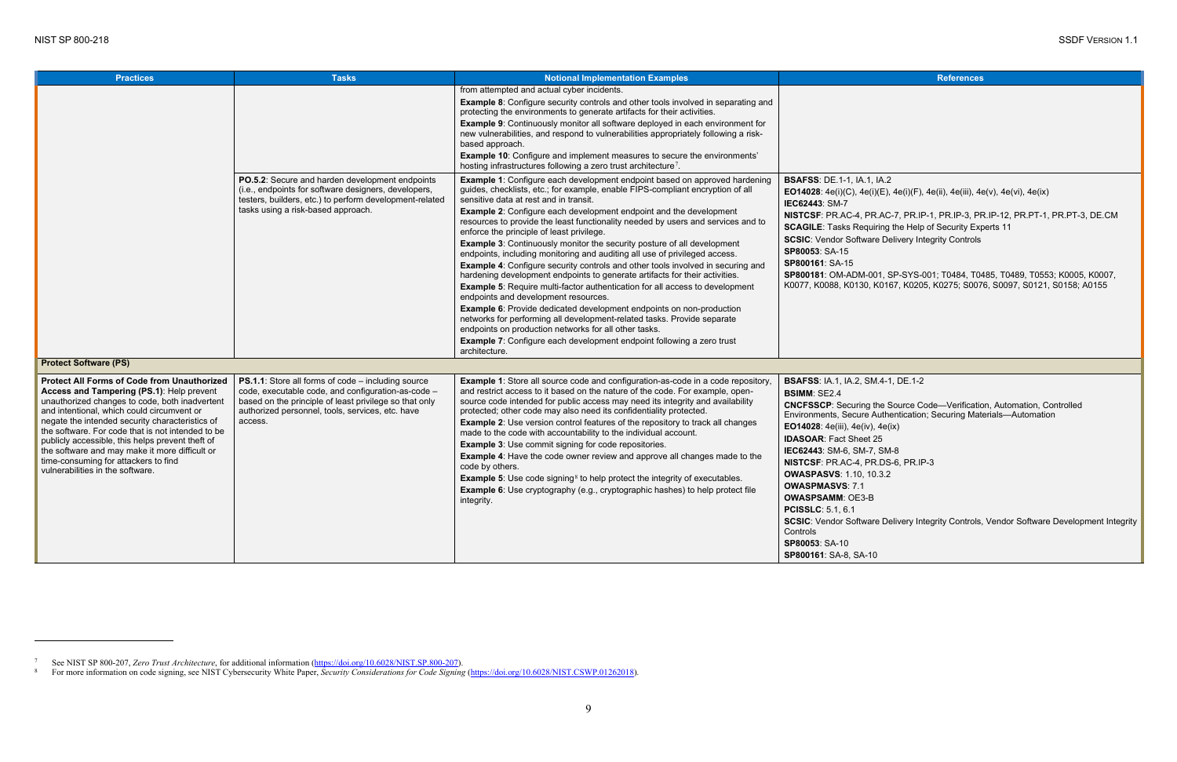| Practices | Tasks | Notional Implementation Examples | References |
|---|---|---|---|
| | | from attempted and actual cyber incidents.<br>**Example 8**: Configure security controls and other tools involved in separating and protecting the environments to generate artifacts for their activities.<br>**Example 9**: Continuously monitor all software deployed in each environment for new vulnerabilities, and respond to vulnerabilities appropriately following a risk-based approach.<br>**Example 10**: Configure and implement measures to secure the environments' hosting infrastructures following a zero trust architecture[7]. | |
| | **PO.5.2**: Secure and harden development endpoints (i.e., endpoints for software designers, developers, testers, builders, etc.) to perform development-related tasks using a risk-based approach. | **Example 1**: Configure each development endpoint based on approved hardening guides, checklists, etc.; for example, enable FIPS-compliant encryption of all sensitive data at rest and in transit.<br>**Example 2**: Configure each development endpoint and the development resources to provide the least functionality needed by users and services and to enforce the principle of least privilege.<br>**Example 3**: Continuously monitor the security posture of all development endpoints, including monitoring and auditing all use of privileged access.<br>**Example 4**: Configure security controls and other tools involved in securing and hardening development endpoints to generate artifacts for their activities.<br>**Example 5**: Require multi-factor authentication for all access to development endpoints and development resources.<br>**Example 6**: Provide dedicated development endpoints on non-production networks for performing all development-related tasks. Provide separate endpoints on production networks for all other tasks.<br>**Example 7**: Configure each development endpoint following a zero trust architecture. | **BSAFSS**: DE.1-1, IA.1, IA.2<br>**EO14028**: 4e(i)(C), 4e(i)(E), 4e(i)(F), 4e(ii), 4e(iii), 4e(v), 4e(vi), 4e(ix)<br>**IEC62443**: SM-7<br>**NISTCSF**: PR.AC-4, PR.AC-7, PR.IP-1, PR.IP-3, PR.IP-12, PR.PT-1, PR.PT-3, DE.CM<br>**SCAGILE**: Tasks Requiring the Help of Security Experts 11<br>**SCSIC**: Vendor Software Delivery Integrity Controls<br>**SP80053**: SA-15<br>**SP800161**: SA-15<br>**SP800181**: OM-ADM-001, SP-SYS-001; T0484, T0485, T0489, T0553; K0005, K0007, K0077, K0088, K0130, K0167, K0205, K0275; S0076, S0097, S0121, S0158; A0155 |
| **Protect Software (PS)** | | | |
| **Protect All Forms of Code from Unauthorized Access and Tampering (PS.1)**: Help prevent unauthorized changes to code, both inadvertent and intentional, which could circumvent or negate the intended security characteristics of the software. For code that is not intended to be publicly accessible, this helps prevent theft of the software and may make it more difficult or time-consuming for attackers to find vulnerabilities in the software. | **PS.1.1**: Store all forms of code – including source code, executable code, and configuration-as-code – based on the principle of least privilege so that only authorized personnel, tools, services, etc. have access. | **Example 1**: Store all source code and configuration-as-code in a code repository, and restrict access to it based on the nature of the code. For example, open-source code intended for public access may need its integrity and availability protected; other code may also need its confidentiality protected.<br>**Example 2**: Use version control features of the repository to track all changes made to the code with accountability to the individual account.<br>**Example 3**: Use commit signing for code repositories.<br>**Example 4**: Have the code owner review and approve all changes made to the code by others.<br>**Example 5**: Use code signing[8] to help protect the integrity of executables.<br>**Example 6**: Use cryptography (e.g., cryptographic hashes) to help protect file integrity. | **BSAFSS**: IA.1, IA.2, SM.4-1, DE.1-2<br>**BSIMM**: SE2.4<br>**CNCFSSCP**: Securing the Source Code—Verification, Automation, Controlled Environments, Secure Authentication; Securing Materials—Automation<br>**EO14028**: 4e(iii), 4e(iv), 4e(ix)<br>**IDASOAR**: Fact Sheet 25<br>**IEC62443**: SM-6, SM-7, SM-8<br>**NISTCSF**: PR.AC-4, PR.DS-6, PR.IP-3<br>**OWASPASVS**: 1.10, 10.3.2<br>**OWASPMASVS**: 7.1<br>**OWASPSAMM**: OE3-B<br>**PCISSLC**: 5.1, 6.1<br>**SCSIC**: Vendor Software Delivery Integrity Controls, Vendor Software Development Integrity Controls<br>**SP80053**: SA-10<br>**SP800161**: SA-8, SA-10 |

[7] See NIST SP 800-207, *Zero Trust Architecture*, for additional information (https://doi.org/10.6028/NIST.SP.800-207).

[8] For more information on code signing, see NIST Cybersecurity White Paper, *Security Considerations for Code Signing* (https://doi.org/10.6028/NIST.CSWP.01262018).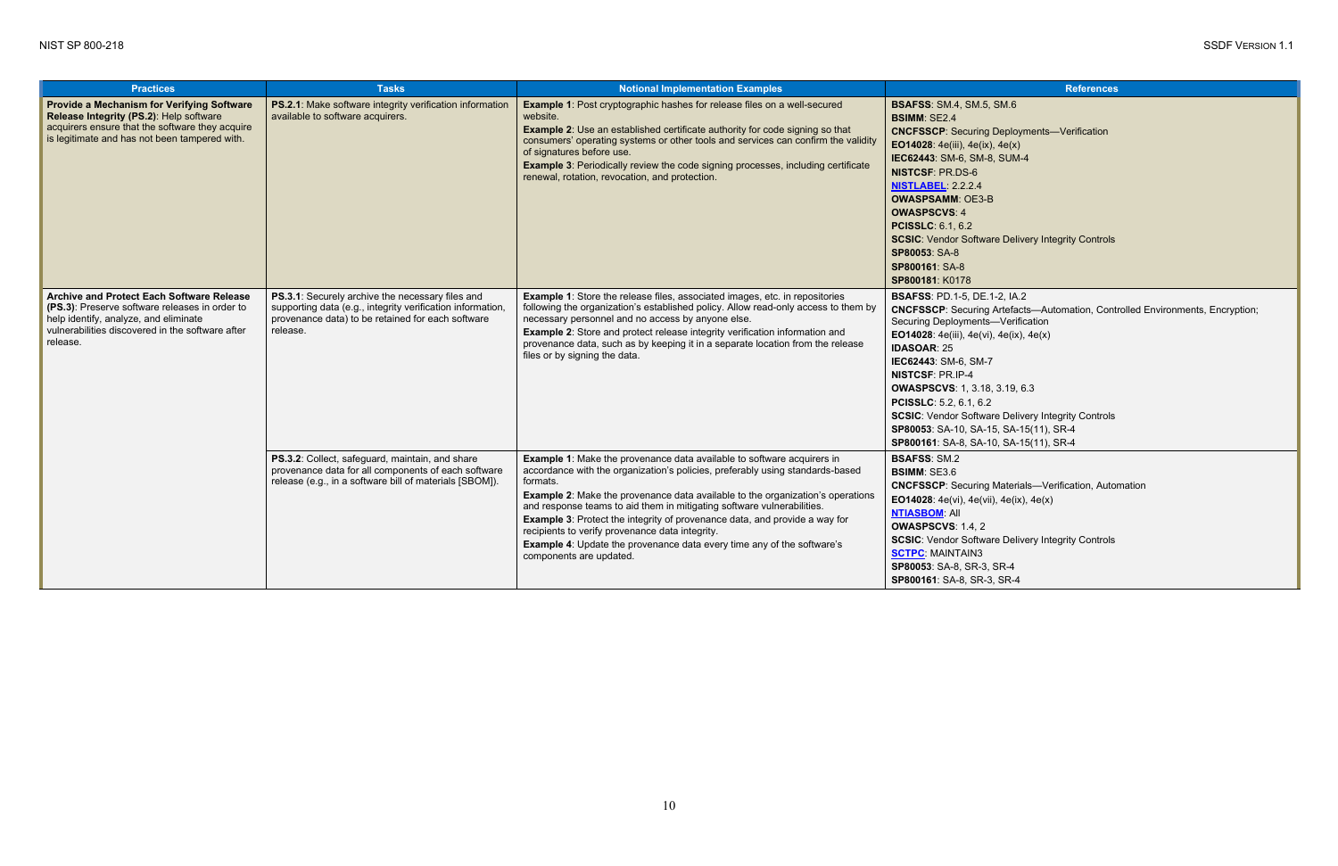| Practices | Tasks | Notional Implementation Examples | References |
|---|---|---|---|
| **Provide a Mechanism for Verifying Software Release Integrity (PS.2)**: Help software acquirers ensure that the software they acquire is legitimate and has not been tampered with. | **PS.2.1**: Make software integrity verification information available to software acquirers. | **Example 1**: Post cryptographic hashes for release files on a well-secured website.<br>**Example 2**: Use an established certificate authority for code signing so that consumers' operating systems or other tools and services can confirm the validity of signatures before use.<br>**Example 3**: Periodically review the code signing processes, including certificate renewal, rotation, revocation, and protection. | **BSAFSS**: SM.4, SM.5, SM.6<br>**BSIMM**: SE2.4<br>**CNCFSSCP**: Securing Deployments—Verification<br>**EO14028**: 4e(iii), 4e(ix), 4e(x)<br>**IEC62443**: SM-6, SM-8, SUM-4<br>**NISTCSF**: PR.DS-6<br>**NISTLABEL**: 2.2.2.4<br>**OWASPSAMM**: OE3-B<br>**OWASPSCVS**: 4<br>**PCISSLC**: 6.1, 6.2<br>**SCSIC**: Vendor Software Delivery Integrity Controls<br>**SP80053**: SA-8<br>**SP800161**: SA-8<br>**SP800181**: K0178 |
| **Archive and Protect Each Software Release (PS.3)**: Preserve software releases in order to help identify, analyze, and eliminate vulnerabilities discovered in the software after release. | **PS.3.1**: Securely archive the necessary files and supporting data (e.g., integrity verification information, provenance data) to be retained for each software release. | **Example 1**: Store the release files, associated images, etc. in repositories following the organization's established policy. Allow read-only access to them by necessary personnel and no access by anyone else.<br>**Example 2**: Store and protect release integrity verification information and provenance data, such as by keeping it in a separate location from the release files or by signing the data. | **BSAFSS**: PD.1-5, DE.1-2, IA.2<br>**CNCFSSCP**: Securing Artefacts—Automation, Controlled Environments, Encryption; Securing Deployments—Verification<br>**EO14028**: 4e(iii), 4e(vi), 4e(ix), 4e(x)<br>**IDASOAR**: 25<br>**IEC62443**: SM-6, SM-7<br>**NISTCSF**: PR.IP-4<br>**OWASPSCVS**: 1, 3.18, 3.19, 6.3<br>**PCISSLC**: 5.2, 6.1, 6.2<br>**SCSIC**: Vendor Software Delivery Integrity Controls<br>**SP80053**: SA-10, SA-15, SA-15(11), SR-4<br>**SP800161**: SA-8, SA-10, SA-15(11), SR-4 |
| | **PS.3.2**: Collect, safeguard, maintain, and share provenance data for all components of each software release (e.g., in a software bill of materials [SBOM]). | **Example 1**: Make the provenance data available to software acquirers in accordance with the organization's policies, preferably using standards-based formats.<br>**Example 2**: Make the provenance data available to the organization's operations and response teams to aid them in mitigating software vulnerabilities.<br>**Example 3**: Protect the integrity of provenance data, and provide a way for recipients to verify provenance data integrity.<br>**Example 4**: Update the provenance data every time any of the software's components are updated. | **BSAFSS**: SM.2<br>**BSIMM**: SE3.6<br>**CNCFSSCP**: Securing Materials—Verification, Automation<br>**EO14028**: 4e(vi), 4e(vii), 4e(ix), 4e(x)<br>**NTIASBOM**: All<br>**OWASPSCVS**: 1.4, 2<br>**SCSIC**: Vendor Software Delivery Integrity Controls<br>**SCTPC**: MAINTAIN3<br>**SP80053**: SA-8, SR-3, SR-4<br>**SP800161**: SA-8, SR-3, SR-4 |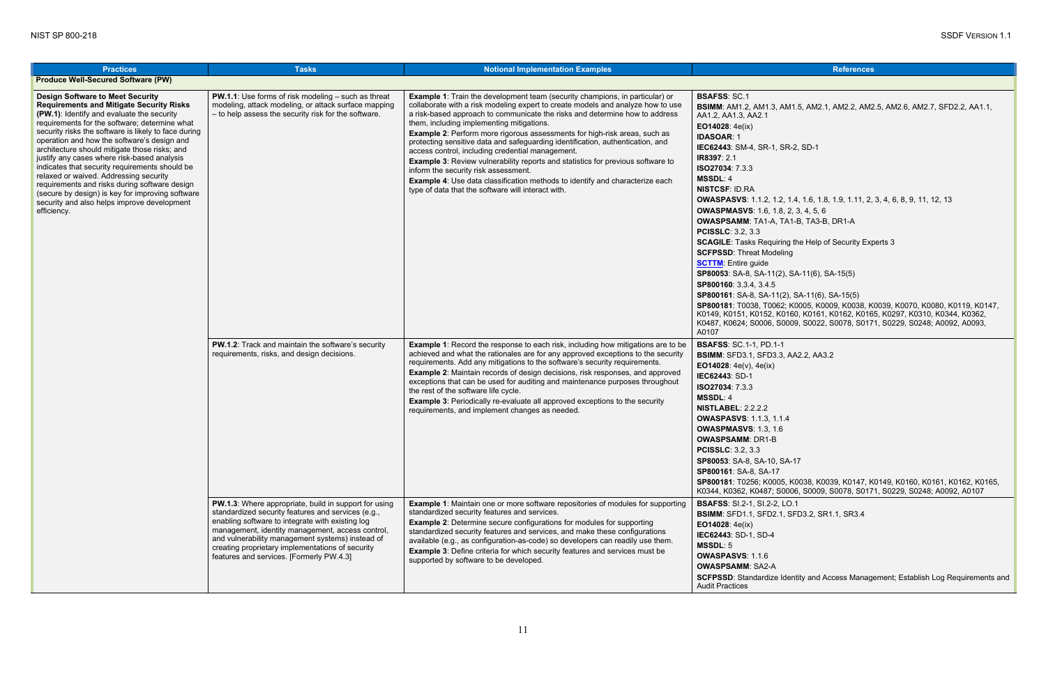| Practices | Tasks | Notional Implementation Examples | References |
|---|---|---|---|
| **Produce Well-Secured Software (PW)** | | | |
| **Design Software to Meet Security Requirements and Mitigate Security Risks (PW.1)**: Identify and evaluate the security requirements for the software; determine what security risks the software is likely to face during operation and how the software's design and architecture should mitigate those risks; and justify any cases where risk-based analysis indicates that security requirements should be relaxed or waived. Addressing security requirements and risks during software design (secure by design) is key for improving software security and also helps improve development efficiency. | **PW.1.1**: Use forms of risk modeling – such as threat modeling, attack modeling, or attack surface mapping – to help assess the security risk for the software. | **Example 1**: Train the development team (security champions, in particular) or collaborate with a risk modeling expert to create models and analyze how to use a risk-based approach to communicate the risks and determine how to address them, including implementing mitigations.<br>**Example 2**: Perform more rigorous assessments for high-risk areas, such as protecting sensitive data and safeguarding identification, authentication, and access control, including credential management.<br>**Example 3**: Review vulnerability reports and statistics for previous software to inform the security risk assessment.<br>**Example 4**: Use data classification methods to identify and characterize each type of data that the software will interact with. | **BSAFSS**: SC.1<br>**BSIMM**: AM1.2, AM1.3, AM1.5, AM2.1, AM2.2, AM2.5, AM2.6, AM2.7, SFD2.2, AA1.1, AA1.2, AA1.3, AA2.1<br>**EO14028**: 4e(ix)<br>**IDASOAR**: 1<br>**IEC62443**: SM-4, SR-1, SR-2, SD-1<br>**IR8397**: 2.1<br>**ISO27034**: 7.3.3<br>**MSSDL**: 4<br>**NISTCSF**: ID.RA<br>**OWASPASVS**: 1.1.2, 1.2, 1.4, 1.6, 1.8, 1.9, 1.11, 2, 3, 4, 6, 8, 9, 11, 12, 13<br>**OWASPMASVS**: 1.6, 1.8, 2, 3, 4, 5, 6<br>**OWASPSAMM**: TA1-A, TA1-B, TA3-B, DR1-A<br>**PCISSLC**: 3.2, 3.3<br>**SCAGILE**: Tasks Requiring the Help of Security Experts 3<br>**SCFPSSD**: Threat Modeling<br>**SCTTM**: Entire guide<br>**SP80053**: SA-8, SA-11(2), SA-11(6), SA-15(5)<br>**SP800160**: 3.3.4, 3.4.5<br>**SP800161**: SA-8, SA-11(2), SA-11(6), SA-15(5)<br>**SP800181**: T0038, T0062; K0005, K0009, K0038, K0039, K0070, K0080, K0119, K0147, K0149, K0151, K0152, K0160, K0161, K0162, K0165, K0297, K0310, K0344, K0362, K0487, K0624; S0006, S0009, S0022, S0078, S0171, S0229, S0248; A0092, A0093, A0107 |
| | **PW.1.2**: Track and maintain the software's security requirements, risks, and design decisions. | **Example 1**: Record the response to each risk, including how mitigations are to be achieved and what the rationales are for any approved exceptions to the security requirements. Add any mitigations to the software's security requirements.<br>**Example 2**: Maintain records of design decisions, risk responses, and approved exceptions that can be used for auditing and maintenance purposes throughout the rest of the software life cycle.<br>**Example 3**: Periodically re-evaluate all approved exceptions to the security requirements, and implement changes as needed. | **BSAFSS**: SC.1-1, PD.1-1<br>**BSIMM**: SFD3.1, SFD3.3, AA2.2, AA3.2<br>**EO14028**: 4e(v), 4e(ix)<br>**IEC62443**: SD-1<br>**ISO27034**: 7.3.3<br>**MSSDL**: 4<br>**NISTLABEL**: 2.2.2.2<br>**OWASPASVS**: 1.1.3, 1.1.4<br>**OWASPMASVS**: 1.3, 1.6<br>**OWASPSAMM**: DR1-B<br>**PCISSLC**: 3.2, 3.3<br>**SP80053**: SA-8, SA-10, SA-17<br>**SP800161**: SA-8, SA-17<br>**SP800181**: T0256; K0005, K0038, K0039, K0147, K0149, K0160, K0161, K0162, K0165, K0344, K0362, K0487; S0006, S0009, S0078, S0171, S0229, S0248; A0092, A0107 |
| | **PW.1.3**: Where appropriate, build in support for using standardized security features and services (e.g., enabling software to integrate with existing log management, identity management, access control, and vulnerability management systems) instead of creating proprietary implementations of security features and services. [Formerly PW.4.3] | **Example 1**: Maintain one or more software repositories of modules for supporting standardized security features and services.<br>**Example 2**: Determine secure configurations for modules for supporting standardized security features and services, and make these configurations available (e.g., as configuration-as-code) so developers can readily use them.<br>**Example 3**: Define criteria for which security features and services must be supported by software to be developed. | **BSAFSS**: SI.2-1, SI.2-2, LO.1<br>**BSIMM**: SFD1.1, SFD2.1, SFD3.2, SR1.1, SR3.4<br>**EO14028**: 4e(ix)<br>**IEC62443**: SD-1, SD-4<br>**MSSDL**: 5<br>**OWASPASVS**: 1.1.6<br>**OWASPSAMM**: SA2-A<br>**SCFPSSD**: Standardize Identity and Access Management; Establish Log Requirements and Audit Practices |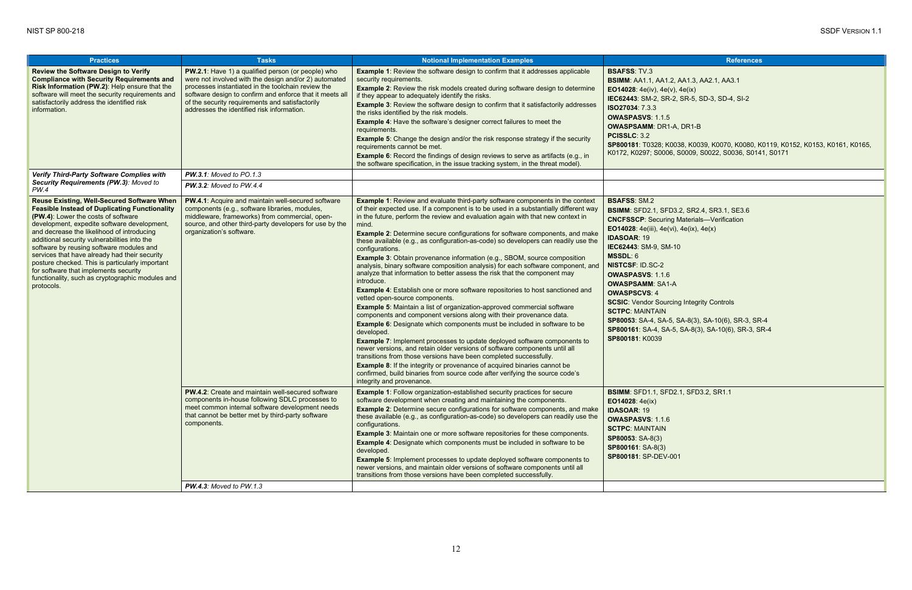| Practices | Tasks | Notional Implementation Examples | References |
|---|---|---|---|
| **Review the Software Design to Verify Compliance with Security Requirements and Risk Information (PW.2)**: Help ensure that the software will meet the security requirements and satisfactorily address the identified risk information. | **PW.2.1**: Have 1) a qualified person (or people) who were not involved with the design and/or 2) automated processes instantiated in the toolchain review the software design to confirm and enforce that it meets all of the security requirements and satisfactorily addresses the identified risk information. | **Example 1**: Review the software design to confirm that it addresses applicable security requirements.<br>**Example 2**: Review the risk models created during software design to determine if they appear to adequately identify the risks.<br>**Example 3**: Review the software design to confirm that it satisfactorily addresses the risks identified by the risk models.<br>**Example 4**: Have the software's designer correct failures to meet the requirements.<br>**Example 5**: Change the design and/or the risk response strategy if the security requirements cannot be met.<br>**Example 6**: Record the findings of design reviews to serve as artifacts (e.g., in the software specification, in the issue tracking system, in the threat model). | **BSAFSS**: TV.3<br>**BSIMM**: AA1.1, AA1.2, AA1.3, AA2.1, AA3.1<br>**EO14028**: 4e(iv), 4e(v), 4e(ix)<br>**IEC62443**: SM-2, SR-2, SR-5, SD-3, SD-4, SI-2<br>**ISO27034**: 7.3.3<br>**OWASPASVS**: 1.1.5<br>**OWASPSAMM**: DR1-A, DR1-B<br>**PCISSLC**: 3.2<br>**SP800181**: T0328; K0038, K0039, K0070, K0080, K0119, K0152, K0153, K0161, K0165, K0172, K0297; S0006, S0009, S0022, S0036, S0141, S0171 |
| ***Verify Third-Party Software Complies with Security Requirements (PW.3)**: Moved to PW.4* | ***PW.3.1**: Moved to PO.1.3* | | |
| | ***PW.3.2**: Moved to PW.4.4* | | |
| **Reuse Existing, Well-Secured Software When Feasible Instead of Duplicating Functionality (PW.4)**: Lower the costs of software development, expedite software development, and decrease the likelihood of introducing additional security vulnerabilities into the software by reusing software modules and services that have already had their security posture checked. This is particularly important for software that implements security functionality, such as cryptographic modules and protocols. | **PW.4.1**: Acquire and maintain well-secured software components (e.g., software libraries, modules, middleware, frameworks) from commercial, open-source, and other third-party developers for use by the organization's software. | **Example 1**: Review and evaluate third-party software components in the context of their expected use. If a component is to be used in a substantially different way in the future, perform the review and evaluation again with that new context in mind.<br>**Example 2**: Determine secure configurations for software components, and make these available (e.g., as configuration-as-code) so developers can readily use the configurations.<br>**Example 3**: Obtain provenance information (e.g., SBOM, source composition analysis, binary software composition analysis) for each software component, and analyze that information to better assess the risk that the component may introduce.<br>**Example 4**: Establish one or more software repositories to host sanctioned and vetted open-source components.<br>**Example 5**: Maintain a list of organization-approved commercial software components and component versions along with their provenance data.<br>**Example 6**: Designate which components must be included in software to be developed.<br>**Example 7**: Implement processes to update deployed software components to newer versions, and retain older versions of software components until all transitions from those versions have been completed successfully.<br>**Example 8**: If the integrity or provenance of acquired binaries cannot be confirmed, build binaries from source code after verifying the source code's integrity and provenance. | **BSAFSS**: SM.2<br>**BSIMM**: SFD2.1, SFD3.2, SR2.4, SR3.1, SE3.6<br>**CNCFSSCP**: Securing Materials—Verification<br>**EO14028**: 4e(iii), 4e(vi), 4e(ix), 4e(x)<br>**IDASOAR**: 19<br>**IEC62443**: SM-9, SM-10<br>**MSSDL**: 6<br>**NISTCSF**: ID.SC-2<br>**OWASPASVS**: 1.1.6<br>**OWASPSAMM**: SA1-A<br>**OWASPSCVS**: 4<br>**SCSIC**: Vendor Sourcing Integrity Controls<br>**SCTPC**: MAINTAIN<br>**SP80053**: SA-4, SA-5, SA-8(3), SA-10(6), SR-3, SR-4<br>**SP800161**: SA-4, SA-5, SA-8(3), SA-10(6), SR-3, SR-4<br>**SP800181**: K0039 |
| | **PW.4.2**: Create and maintain well-secured software components in-house following SDLC processes to meet common internal software development needs that cannot be better met by third-party software components. | **Example 1**: Follow organization-established security practices for secure software development when creating and maintaining the components.<br>**Example 2**: Determine secure configurations for software components, and make these available (e.g., as configuration-as-code) so developers can readily use the configurations.<br>**Example 3**: Maintain one or more software repositories for these components.<br>**Example 4**: Designate which components must be included in software to be developed.<br>**Example 5**: Implement processes to update deployed software components to newer versions, and maintain older versions of software components until all transitions from those versions have been completed successfully. | **BSIMM**: SFD1.1, SFD2.1, SFD3.2, SR1.1<br>**EO14028**: 4e(ix)<br>**IDASOAR**: 19<br>**OWASPASVS**: 1.1.6<br>**SCTPC**: MAINTAIN<br>**SP80053**: SA-8(3)<br>**SP800161**: SA-8(3)<br>**SP800181**: SP-DEV-001 |
| | ***PW.4.3**: Moved to PW.1.3* | | |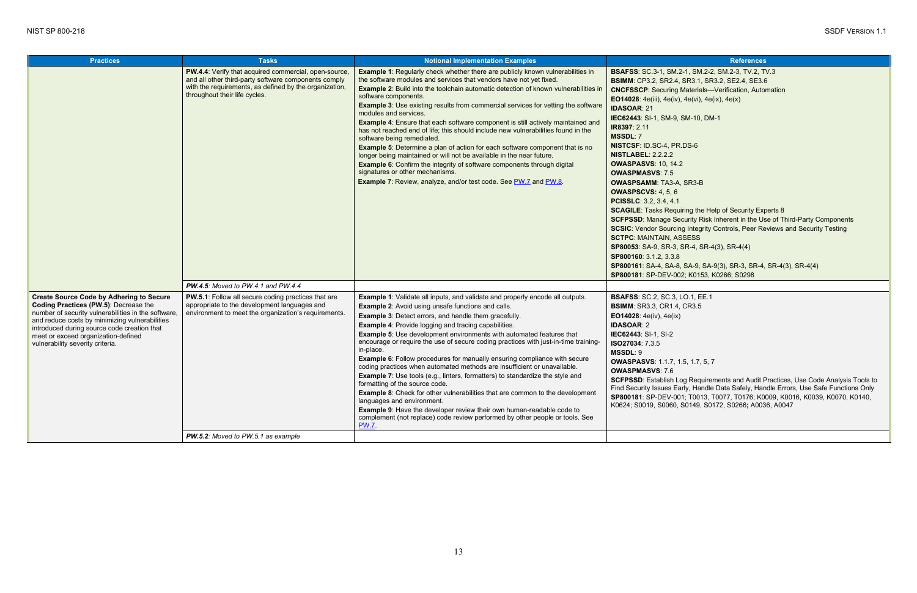| Practices | Tasks | Notional Implementation Examples | References |
|---|---|---|---|
| | **PW.4.4**: Verify that acquired commercial, open-source, and all other third-party software components comply with the requirements, as defined by the organization, throughout their life cycles. | **Example 1**: Regularly check whether there are publicly known vulnerabilities in the software modules and services that vendors have not yet fixed.<br>**Example 2**: Build into the toolchain automatic detection of known vulnerabilities in software components.<br>**Example 3**: Use existing results from commercial services for vetting the software modules and services.<br>**Example 4**: Ensure that each software component is still actively maintained and has not reached end of life; this should include new vulnerabilities found in the software being remediated.<br>**Example 5**: Determine a plan of action for each software component that is no longer being maintained or will not be available in the near future.<br>**Example 6**: Confirm the integrity of software components through digital signatures or other mechanisms.<br>**Example 7**: Review, analyze, and/or test code. See PW.7 and PW.8. | **BSAFSS**: SC.3-1, SM.2-1, SM.2-2, SM.2-3, TV.2, TV.3<br>**BSIMM**: CP3.2, SR2.4, SR3.1, SR3.2, SE2.4, SE3.6<br>**CNCFSSCP**: Securing Materials—Verification, Automation<br>**EO14028**: 4e(iii), 4e(iv), 4e(vi), 4e(ix), 4e(x)<br>**IDASOAR**: 21<br>**IEC62443**: SI-1, SM-9, SM-10, DM-1<br>**IR8397**: 2.11<br>**MSSDL**: 7<br>**NISTCSF**: ID.SC-4, PR.DS-6<br>**NISTLABEL**: 2.2.2.2<br>**OWASPASVS**: 10, 14.2<br>**OWASPMASVS**: 7.5<br>**OWASPSAMM**: TA3-A, SR3-B<br>**OWASPSCVS**: 4, 5, 6<br>**PCISSLC**: 3.2, 3.4, 4.1<br>**SCAGILE**: Tasks Requiring the Help of Security Experts 8<br>**SCFPSSD**: Manage Security Risk Inherent in the Use of Third-Party Components<br>**SCSIC**: Vendor Sourcing Integrity Controls, Peer Reviews and Security Testing<br>**SCTPC**: MAINTAIN, ASSESS<br>**SP80053**: SA-9, SR-3, SR-4, SR-4(3), SR-4(4)<br>**SP800160**: 3.1.2, 3.3.8<br>**SP800161**: SA-4, SA-8, SA-9, SA-9(3), SR-3, SR-4, SR-4(3), SR-4(4)<br>**SP800181**: SP-DEV-002; K0153, K0266; S0298 |
| | ***PW.4.5***: *Moved to PW.4.1 and PW.4.4* | | |
| **Create Source Code by Adhering to Secure Coding Practices (PW.5)**: Decrease the number of security vulnerabilities in the software, and reduce costs by minimizing vulnerabilities introduced during source code creation that meet or exceed organization-defined vulnerability severity criteria. | **PW.5.1**: Follow all secure coding practices that are appropriate to the development languages and environment to meet the organization's requirements. | **Example 1**: Validate all inputs, and validate and properly encode all outputs.<br>**Example 2**: Avoid using unsafe functions and calls.<br>**Example 3**: Detect errors, and handle them gracefully.<br>**Example 4**: Provide logging and tracing capabilities.<br>**Example 5**: Use development environments with automated features that encourage or require the use of secure coding practices with just-in-time training-in-place.<br>**Example 6**: Follow procedures for manually ensuring compliance with secure coding practices when automated methods are insufficient or unavailable.<br>**Example 7**: Use tools (e.g., linters, formatters) to standardize the style and formatting of the source code.<br>**Example 8**: Check for other vulnerabilities that are common to the development languages and environment.<br>**Example 9**: Have the developer review their own human-readable code to complement (not replace) code review performed by other people or tools. See PW.7. | **BSAFSS**: SC.2, SC.3, LO.1, EE.1<br>**BSIMM**: SR3.3, CR1.4, CR3.5<br>**EO14028**: 4e(iv), 4e(ix)<br>**IDASOAR**: 2<br>**IEC62443**: SI-1, SI-2<br>**ISO27034**: 7.3.5<br>**MSSDL**: 9<br>**OWASPASVS**: 1.1.7, 1.5, 1.7, 5, 7<br>**OWASPMASVS**: 7.6<br>**SCFPSSD**: Establish Log Requirements and Audit Practices, Use Code Analysis Tools to Find Security Issues Early, Handle Data Safely, Handle Errors, Use Safe Functions Only<br>**SP800181**: SP-DEV-001; T0013, T0077, T0176; K0009, K0016, K0039, K0070, K0140, K0624; S0019, S0060, S0149, S0172, S0266; A0036, A0047 |
| | ***PW.5.2***: *Moved to PW.5.1 as example* | | |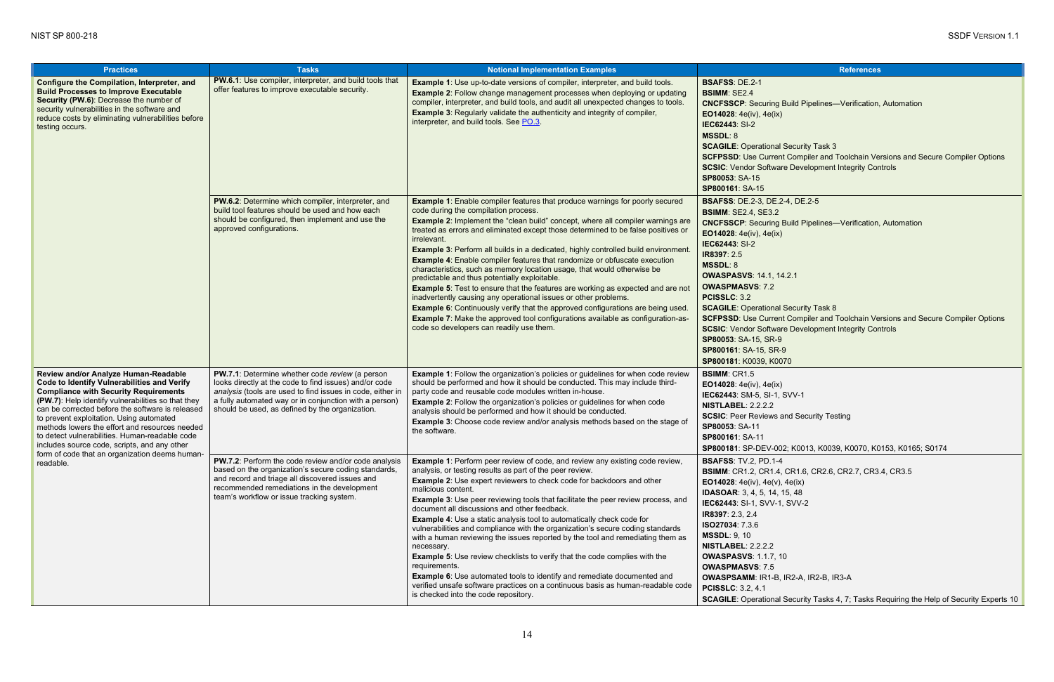| Practices | Tasks | Notional Implementation Examples | References |
|---|---|---|---|
| **Configure the Compilation, Interpreter, and Build Processes to Improve Executable Security (PW.6)**: Decrease the number of security vulnerabilities in the software and reduce costs by eliminating vulnerabilities before testing occurs. | **PW.6.1**: Use compiler, interpreter, and build tools that offer features to improve executable security. | **Example 1**: Use up-to-date versions of compiler, interpreter, and build tools.<br>**Example 2**: Follow change management processes when deploying or updating compiler, interpreter, and build tools, and audit all unexpected changes to tools.<br>**Example 3**: Regularly validate the authenticity and integrity of compiler, interpreter, and build tools. See PO.3. | **BSAFSS**: DE.2-1<br>**BSIMM**: SE2.4<br>**CNCFSSCP**: Securing Build Pipelines—Verification, Automation<br>**EO14028**: 4e(iv), 4e(ix)<br>**IEC62443**: SI-2<br>**MSSDL**: 8<br>**SCAGILE**: Operational Security Task 3<br>**SCFPSSD**: Use Current Compiler and Toolchain Versions and Secure Compiler Options<br>**SCSIC**: Vendor Software Development Integrity Controls<br>**SP80053**: SA-15<br>**SP800161**: SA-15 |
| | **PW.6.2**: Determine which compiler, interpreter, and build tool features should be used and how each should be configured, then implement and use the approved configurations. | **Example 1**: Enable compiler features that produce warnings for poorly secured code during the compilation process.<br>**Example 2**: Implement the "clean build" concept, where all compiler warnings are treated as errors and eliminated except those determined to be false positives or irrelevant.<br>**Example 3**: Perform all builds in a dedicated, highly controlled build environment.<br>**Example 4**: Enable compiler features that randomize or obfuscate execution characteristics, such as memory location usage, that would otherwise be predictable and thus potentially exploitable.<br>**Example 5**: Test to ensure that the features are working as expected and are not inadvertently causing any operational issues or other problems.<br>**Example 6**: Continuously verify that the approved configurations are being used.<br>**Example 7**: Make the approved tool configurations available as configuration-as-code so developers can readily use them. | **BSAFSS**: DE.2-3, DE.2-4, DE.2-5<br>**BSIMM**: SE2.4, SE3.2<br>**CNCFSSCP**: Securing Build Pipelines—Verification, Automation<br>**EO14028**: 4e(iv), 4e(ix)<br>**IEC62443**: SI-2<br>**IR8397**: 2.5<br>**MSSDL**: 8<br>**OWASPASVS**: 14.1, 14.2.1<br>**OWASPMASVS**: 7.2<br>**PCISSLC**: 3.2<br>**SCAGILE**: Operational Security Task 8<br>**SCFPSSD**: Use Current Compiler and Toolchain Versions and Secure Compiler Options<br>**SCSIC**: Vendor Software Development Integrity Controls<br>**SP80053**: SA-15, SR-9<br>**SP800161**: SA-15, SR-9<br>**SP800181**: K0039, K0070 |
| **Review and/or Analyze Human-Readable Code to Identify Vulnerabilities and Verify Compliance with Security Requirements (PW.7)**: Help identify vulnerabilities so that they can be corrected before the software is released to prevent exploitation. Using automated methods lowers the effort and resources needed to detect vulnerabilities. Human-readable code includes source code, scripts, and any other form of code that an organization deems human-readable. | **PW.7.1**: Determine whether code *review* (a person looks directly at the code to find issues) and/or code *analysis* (tools are used to find issues in code, either in a fully automated way or in conjunction with a person) should be used, as defined by the organization. | **Example 1**: Follow the organization's policies or guidelines for when code review should be performed and how it should be conducted. This may include third-party code and reusable code modules written in-house.<br>**Example 2**: Follow the organization's policies or guidelines for when code analysis should be performed and how it should be conducted.<br>**Example 3**: Choose code review and/or analysis methods based on the stage of the software. | **BSIMM**: CR1.5<br>**EO14028**: 4e(iv), 4e(ix)<br>**IEC62443**: SM-5, SI-1, SVV-1<br>**NISTLABEL**: 2.2.2.2<br>**SCSIC**: Peer Reviews and Security Testing<br>**SP80053**: SA-11<br>**SP800161**: SA-11<br>**SP800181**: SP-DEV-002; K0013, K0039, K0070, K0153, K0165; S0174 |
| | **PW.7.2**: Perform the code review and/or code analysis based on the organization's secure coding standards, and record and triage all discovered issues and recommended remediations in the development team's workflow or issue tracking system. | **Example 1**: Perform peer review of code, and review any existing code review, analysis, or testing results as part of the peer review.<br>**Example 2**: Use expert reviewers to check code for backdoors and other malicious content.<br>**Example 3**: Use peer reviewing tools that facilitate the peer review process, and document all discussions and other feedback.<br>**Example 4**: Use a static analysis tool to automatically check code for vulnerabilities and compliance with the organization's secure coding standards with a human reviewing the issues reported by the tool and remediating them as necessary.<br>**Example 5**: Use review checklists to verify that the code complies with the requirements.<br>**Example 6**: Use automated tools to identify and remediate documented and verified unsafe software practices on a continuous basis as human-readable code is checked into the code repository. | **BSAFSS**: TV.2, PD.1-4<br>**BSIMM**: CR1.2, CR1.4, CR1.6, CR2.6, CR2.7, CR3.4, CR3.5<br>**EO14028**: 4e(iv), 4e(v), 4e(ix)<br>**IDASOAR**: 3, 4, 5, 14, 15, 48<br>**IEC62443**: SI-1, SVV-1, SVV-2<br>**IR8397**: 2.3, 2.4<br>**ISO27034**: 7.3.6<br>**MSSDL**: 9, 10<br>**NISTLABEL**: 2.2.2.2<br>**OWASPASVS**: 1.1.7, 10<br>**OWASPMASVS**: 7.5<br>**OWASPSAMM**: IR1-B, IR2-A, IR2-B, IR3-A<br>**PCISSLC**: 3.2, 4.1<br>**SCAGILE**: Operational Security Tasks 4, 7; Tasks Requiring the Help of Security Experts 10 |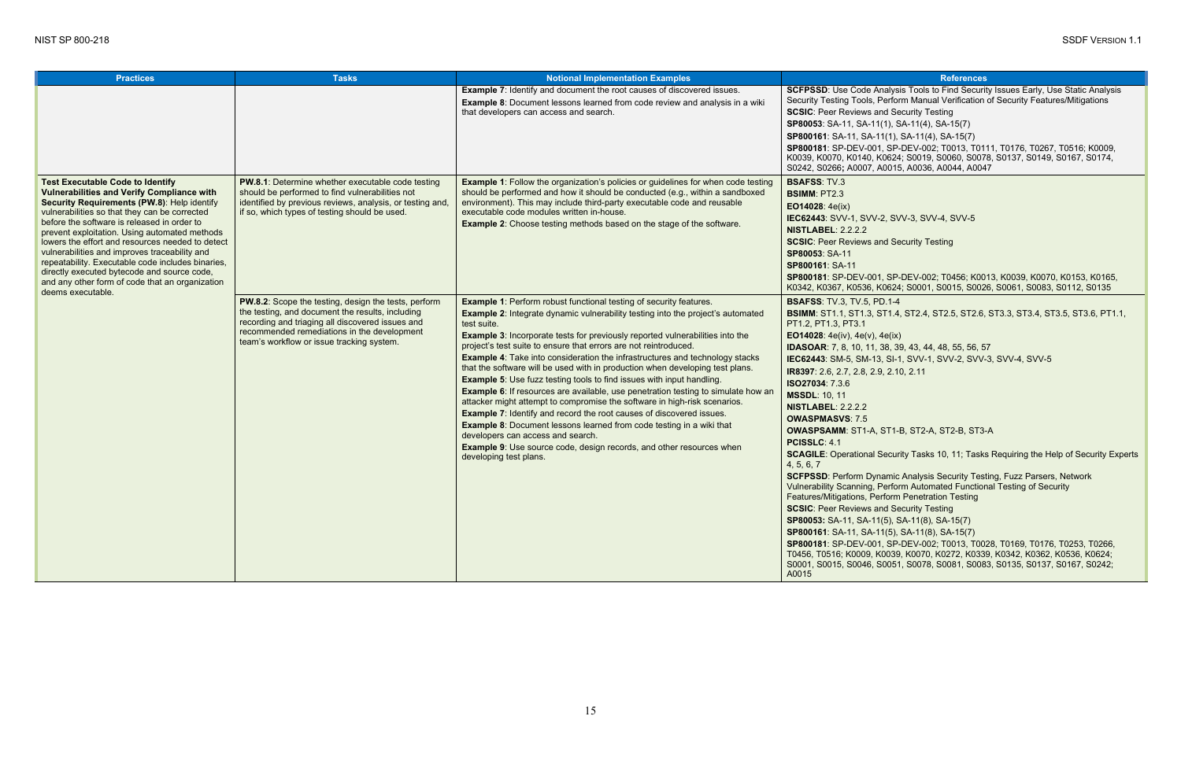| Practices | Tasks | Notional Implementation Examples | References |
|---|---|---|---|
| | | **Example 7**: Identify and document the root causes of discovered issues.<br>**Example 8**: Document lessons learned from code review and analysis in a wiki that developers can access and search. | **SCFPSSD**: Use Code Analysis Tools to Find Security Issues Early, Use Static Analysis Security Testing Tools, Perform Manual Verification of Security Features/Mitigations<br>**SCSIC**: Peer Reviews and Security Testing<br>**SP80053**: SA-11, SA-11(1), SA-11(4), SA-15(7)<br>**SP800161**: SA-11, SA-11(1), SA-11(4), SA-15(7)<br>**SP800181**: SP-DEV-001, SP-DEV-002; T0013, T0111, T0176, T0267, T0516; K0009, K0039, K0070, K0140, K0624; S0019, S0060, S0078, S0137, S0149, S0167, S0174, S0242, S0266; A0007, A0015, A0036, A0044, A0047 |
| **Test Executable Code to Identify Vulnerabilities and Verify Compliance with Security Requirements (PW.8)**: Help identify vulnerabilities so that they can be corrected before the software is released in order to prevent exploitation. Using automated methods lowers the effort and resources needed to detect vulnerabilities and improves traceability and repeatability. Executable code includes binaries, directly executed bytecode and source code, and any other form of code that an organization deems executable. | **PW.8.1**: Determine whether executable code testing should be performed to find vulnerabilities not identified by previous reviews, analysis, or testing and, if so, which types of testing should be used. | **Example 1**: Follow the organization's policies or guidelines for when code testing should be performed and how it should be conducted (e.g., within a sandboxed environment). This may include third-party executable code and reusable executable code modules written in-house.<br>**Example 2**: Choose testing methods based on the stage of the software. | **BSAFSS**: TV.3<br>**BSIMM**: PT2.3<br>**EO14028**: 4e(ix)<br>**IEC62443**: SVV-1, SVV-2, SVV-3, SVV-4, SVV-5<br>**NISTLABEL**: 2.2.2.2<br>**SCSIC**: Peer Reviews and Security Testing<br>**SP80053**: SA-11<br>**SP800161**: SA-11<br>**SP800181**: SP-DEV-001, SP-DEV-002; T0456; K0013, K0039, K0070, K0153, K0165, K0342, K0367, K0536, K0624; S0001, S0015, S0026, S0061, S0083, S0112, S0135 |
| | **PW.8.2**: Scope the testing, design the tests, perform the testing, and document the results, including recording and triaging all discovered issues and recommended remediations in the development team's workflow or issue tracking system. | **Example 1**: Perform robust functional testing of security features.<br>**Example 2**: Integrate dynamic vulnerability testing into the project's automated test suite.<br>**Example 3**: Incorporate tests for previously reported vulnerabilities into the project's test suite to ensure that errors are not reintroduced.<br>**Example 4**: Take into consideration the infrastructures and technology stacks that the software will be used with in production when developing test plans.<br>**Example 5**: Use fuzz testing tools to find issues with input handling.<br>**Example 6**: If resources are available, use penetration testing to simulate how an attacker might attempt to compromise the software in high-risk scenarios.<br>**Example 7**: Identify and record the root causes of discovered issues.<br>**Example 8**: Document lessons learned from code testing in a wiki that developers can access and search.<br>**Example 9**: Use source code, design records, and other resources when developing test plans. | **BSAFSS**: TV.3, TV.5, PD.1-4<br>**BSIMM**: ST1.1, ST1.3, ST1.4, ST2.4, ST2.5, ST2.6, ST3.3, ST3.4, ST3.5, ST3.6, PT1.1, PT1.2, PT1.3, PT3.1<br>**EO14028**: 4e(iv), 4e(v), 4e(ix)<br>**IDASOAR**: 7, 8, 10, 11, 38, 39, 43, 44, 48, 55, 56, 57<br>**IEC62443**: SM-5, SM-13, SI-1, SVV-1, SVV-2, SVV-3, SVV-4, SVV-5<br>**IR8397**: 2.6, 2.7, 2.8, 2.9, 2.10, 2.11<br>**ISO27034**: 7.3.6<br>**MSSDL**: 10, 11<br>**NISTLABEL**: 2.2.2.2<br>**OWASPMASVS**: 7.5<br>**OWASPSAMM**: ST1-A, ST1-B, ST2-A, ST2-B, ST3-A<br>**PCISSLC**: 4.1<br>**SCAGILE**: Operational Security Tasks 10, 11; Tasks Requiring the Help of Security Experts 4, 5, 6, 7<br>**SCFPSSD**: Perform Dynamic Analysis Security Testing, Fuzz Parsers, Network Vulnerability Scanning, Perform Automated Functional Testing of Security Features/Mitigations, Perform Penetration Testing<br>**SCSIC**: Peer Reviews and Security Testing<br>**SP80053**: SA-11, SA-11(5), SA-11(8), SA-15(7)<br>**SP800161**: SA-11, SA-11(5), SA-11(8), SA-15(7)<br>**SP800181**: SP-DEV-001, SP-DEV-002; T0013, T0028, T0169, T0176, T0253, T0266, T0456, T0516; K0009, K0039, K0070, K0272, K0339, K0342, K0362, K0536, K0624; S0001, S0015, S0046, S0051, S0078, S0081, S0083, S0135, S0137, S0167, S0242; A0015 |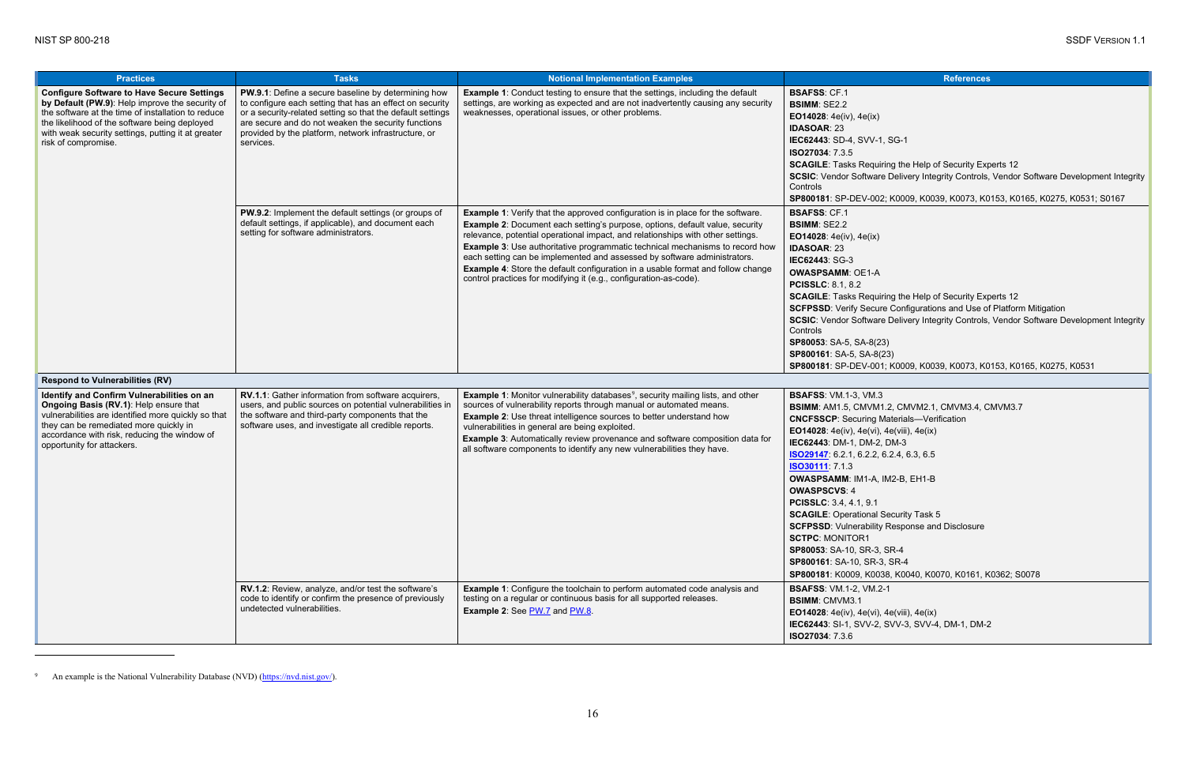| Practices | Tasks | Notional Implementation Examples | References |
|---|---|---|---|
| **Configure Software to Have Secure Settings by Default (PW.9)**: Help improve the security of the software at the time of installation to reduce the likelihood of the software being deployed with weak security settings, putting it at greater risk of compromise. | **PW.9.1**: Define a secure baseline by determining how to configure each setting that has an effect on security or a security-related setting so that the default settings are secure and do not weaken the security functions provided by the platform, network infrastructure, or services. | **Example 1**: Conduct testing to ensure that the settings, including the default settings, are working as expected and are not inadvertently causing any security weaknesses, operational issues, or other problems. | **BSAFSS**: CF.1<br>**BSIMM**: SE2.2<br>**EO14028**: 4e(iv), 4e(ix)<br>**IDASOAR**: 23<br>**IEC62443**: SD-4, SVV-1, SG-1<br>**ISO27034**: 7.3.5<br>**SCAGILE**: Tasks Requiring the Help of Security Experts 12<br>**SCSIC**: Vendor Software Delivery Integrity Controls, Vendor Software Development Integrity Controls<br>**SP800181**: SP-DEV-002; K0009, K0039, K0073, K0153, K0165, K0275, K0531; S0167 |
| | **PW.9.2**: Implement the default settings (or groups of default settings, if applicable), and document each setting for software administrators. | **Example 1**: Verify that the approved configuration is in place for the software.<br>**Example 2**: Document each setting's purpose, options, default value, security relevance, potential operational impact, and relationships with other settings.<br>**Example 3**: Use authoritative programmatic technical mechanisms to record how each setting can be implemented and assessed by software administrators.<br>**Example 4**: Store the default configuration in a usable format and follow change control practices for modifying it (e.g., configuration-as-code). | **BSAFSS**: CF.1<br>**BSIMM**: SE2.2<br>**EO14028**: 4e(iv), 4e(ix)<br>**IDASOAR**: 23<br>**IEC62443**: SG-3<br>**OWASPSAMM**: OE1-A<br>**PCISSLC**: 8.1, 8.2<br>**SCAGILE**: Tasks Requiring the Help of Security Experts 12<br>**SCFPSSD**: Verify Secure Configurations and Use of Platform Mitigation<br>**SCSIC**: Vendor Software Delivery Integrity Controls, Vendor Software Development Integrity Controls<br>**SP80053**: SA-5, SA-8(23)<br>**SP800161**: SA-5, SA-8(23)<br>**SP800181**: SP-DEV-001; K0009, K0039, K0073, K0153, K0165, K0275, K0531 |
| **Respond to Vulnerabilities (RV)** | | | |
| **Identify and Confirm Vulnerabilities on an Ongoing Basis (RV.1)**: Help ensure that vulnerabilities are identified more quickly so that they can be remediated more quickly in accordance with risk, reducing the window of opportunity for attackers. | **RV.1.1**: Gather information from software acquirers, users, and public sources on potential vulnerabilities in the software and third-party components that the software uses, and investigate all credible reports. | **Example 1**: Monitor vulnerability databases[9], security mailing lists, and other sources of vulnerability reports through manual or automated means.<br>**Example 2**: Use threat intelligence sources to better understand how vulnerabilities in general are being exploited.<br>**Example 3**: Automatically review provenance and software composition data for all software components to identify any new vulnerabilities they have. | **BSAFSS**: VM.1-3, VM.3<br>**BSIMM**: AM1.5, CMVM1.2, CMVM2.1, CMVM3.4, CMVM3.7<br>**CNCFSSCP**: Securing Materials—Verification<br>**EO14028**: 4e(iv), 4e(vi), 4e(viii), 4e(ix)<br>**IEC62443**: DM-1, DM-2, DM-3<br>**ISO29147**: 6.2.1, 6.2.2, 6.2.4, 6.3, 6.5<br>**ISO30111**: 7.1.3<br>**OWASPSAMM**: IM1-A, IM2-B, EH1-B<br>**OWASPSCVS**: 4<br>**PCISSLC**: 3.4, 4.1, 9.1<br>**SCAGILE**: Operational Security Task 5<br>**SCFPSSD**: Vulnerability Response and Disclosure<br>**SCTPC**: MONITOR1<br>**SP80053**: SA-10, SR-3, SR-4<br>**SP800161**: SA-10, SR-3, SR-4<br>**SP800181**: K0009, K0038, K0040, K0070, K0161, K0362; S0078 |
| | **RV.1.2**: Review, analyze, and/or test the software's code to identify or confirm the presence of previously undetected vulnerabilities. | **Example 1**: Configure the toolchain to perform automated code analysis and testing on a regular or continuous basis for all supported releases.<br>**Example 2**: See PW.7 and PW.8. | **BSAFSS**: VM.1-2, VM.2-1<br>**BSIMM**: CMVM3.1<br>**EO14028**: 4e(iv), 4e(vi), 4e(viii), 4e(ix)<br>**IEC62443**: SI-1, SVV-2, SVV-3, SVV-4, DM-1, DM-2<br>**ISO27034**: 7.3.6 |

[9] An example is the National Vulnerability Database (NVD) (https://nvd.nist.gov/).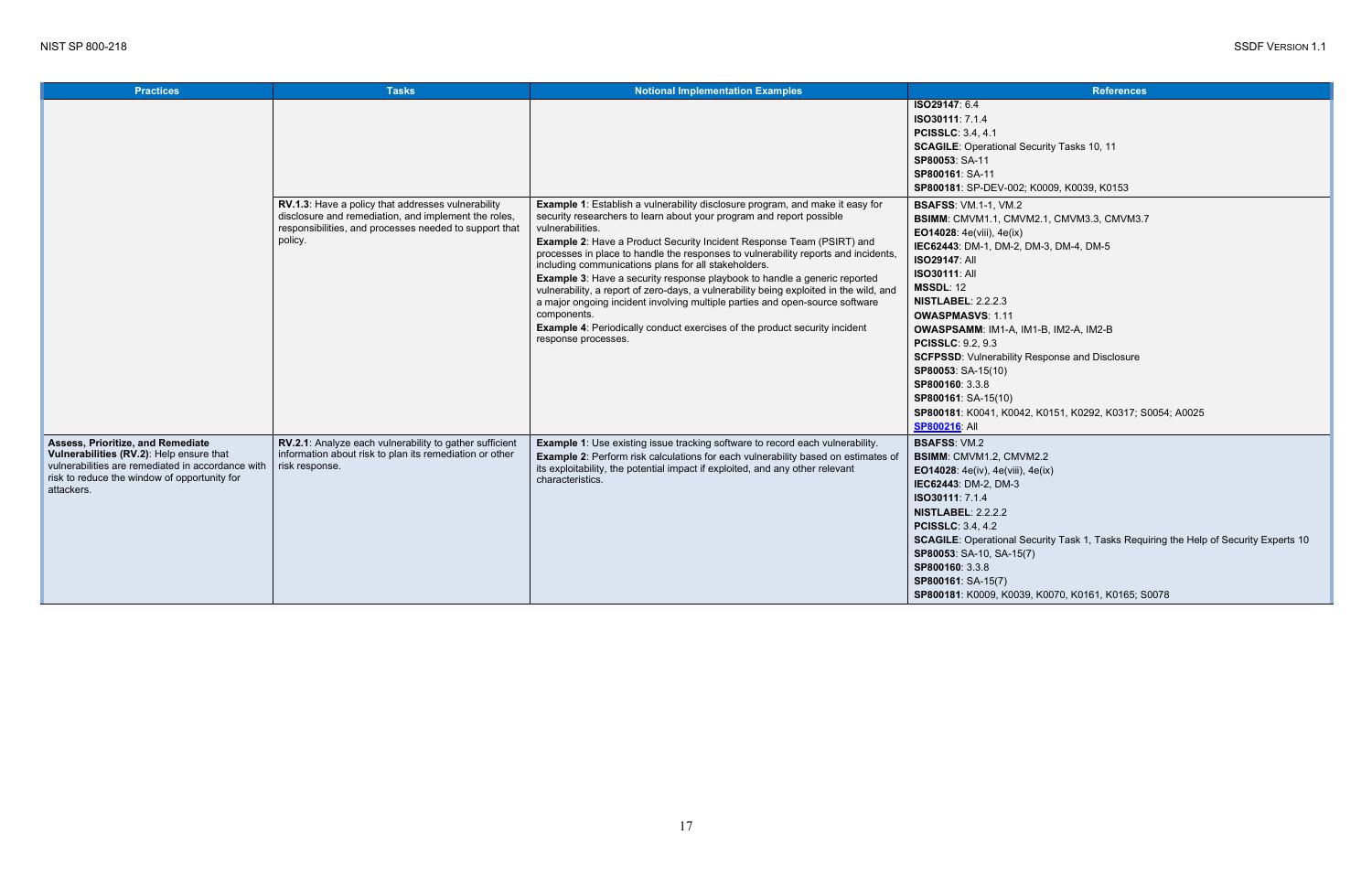| Practices | Tasks | Notional Implementation Examples | References |
|---|---|---|---|
| | | | **ISO29147**: 6.4<br>**ISO30111**: 7.1.4<br>**PCISSLC**: 3.4, 4.1<br>**SCAGILE**: Operational Security Tasks 10, 11<br>**SP80053**: SA-11<br>**SP800161**: SA-11<br>**SP800181**: SP-DEV-002; K0009, K0039, K0153 |
| | **RV.1.3**: Have a policy that addresses vulnerability disclosure and remediation, and implement the roles, responsibilities, and processes needed to support that policy. | **Example 1**: Establish a vulnerability disclosure program, and make it easy for security researchers to learn about your program and report possible vulnerabilities.<br>**Example 2**: Have a Product Security Incident Response Team (PSIRT) and processes in place to handle the responses to vulnerability reports and incidents, including communications plans for all stakeholders.<br>**Example 3**: Have a security response playbook to handle a generic reported vulnerability, a report of zero-days, a vulnerability being exploited in the wild, and a major ongoing incident involving multiple parties and open-source software components.<br>**Example 4**: Periodically conduct exercises of the product security incident response processes. | **BSAFSS**: VM.1-1, VM.2<br>**BSIMM**: CMVM1.1, CMVM2.1, CMVM3.3, CMVM3.7<br>**EO14028**: 4e(viii), 4e(ix)<br>**IEC62443**: DM-1, DM-2, DM-3, DM-4, DM-5<br>**ISO29147**: All<br>**ISO30111**: All<br>**MSSDL**: 12<br>**NISTLABEL**: 2.2.2.3<br>**OWASPMASVS**: 1.11<br>**OWASPSAMM**: IM1-A, IM1-B, IM2-A, IM2-B<br>**PCISSLC**: 9.2, 9.3<br>**SCFPSSD**: Vulnerability Response and Disclosure<br>**SP80053**: SA-15(10)<br>**SP800160**: 3.3.8<br>**SP800161**: SA-15(10)<br>**SP800181**: K0041, K0042, K0151, K0292, K0317; S0054; A0025<br>**SP800216**: All |
| **Assess, Prioritize, and Remediate Vulnerabilities (RV.2)**: Help ensure that vulnerabilities are remediated in accordance with risk to reduce the window of opportunity for attackers. | **RV.2.1**: Analyze each vulnerability to gather sufficient information about risk to plan its remediation or other risk response. | **Example 1**: Use existing issue tracking software to record each vulnerability.<br>**Example 2**: Perform risk calculations for each vulnerability based on estimates of its exploitability, the potential impact if exploited, and any other relevant characteristics. | **BSAFSS**: VM.2<br>**BSIMM**: CMVM1.2, CMVM2.2<br>**EO14028**: 4e(iv), 4e(viii), 4e(ix)<br>**IEC62443**: DM-2, DM-3<br>**ISO30111**: 7.1.4<br>**NISTLABEL**: 2.2.2.2<br>**PCISSLC**: 3.4, 4.2<br>**SCAGILE**: Operational Security Task 1, Tasks Requiring the Help of Security Experts 10<br>**SP80053**: SA-10, SA-15(7)<br>**SP800160**: 3.3.8<br>**SP800161**: SA-15(7)<br>**SP800181**: K0009, K0039, K0070, K0161, K0165; S0078 |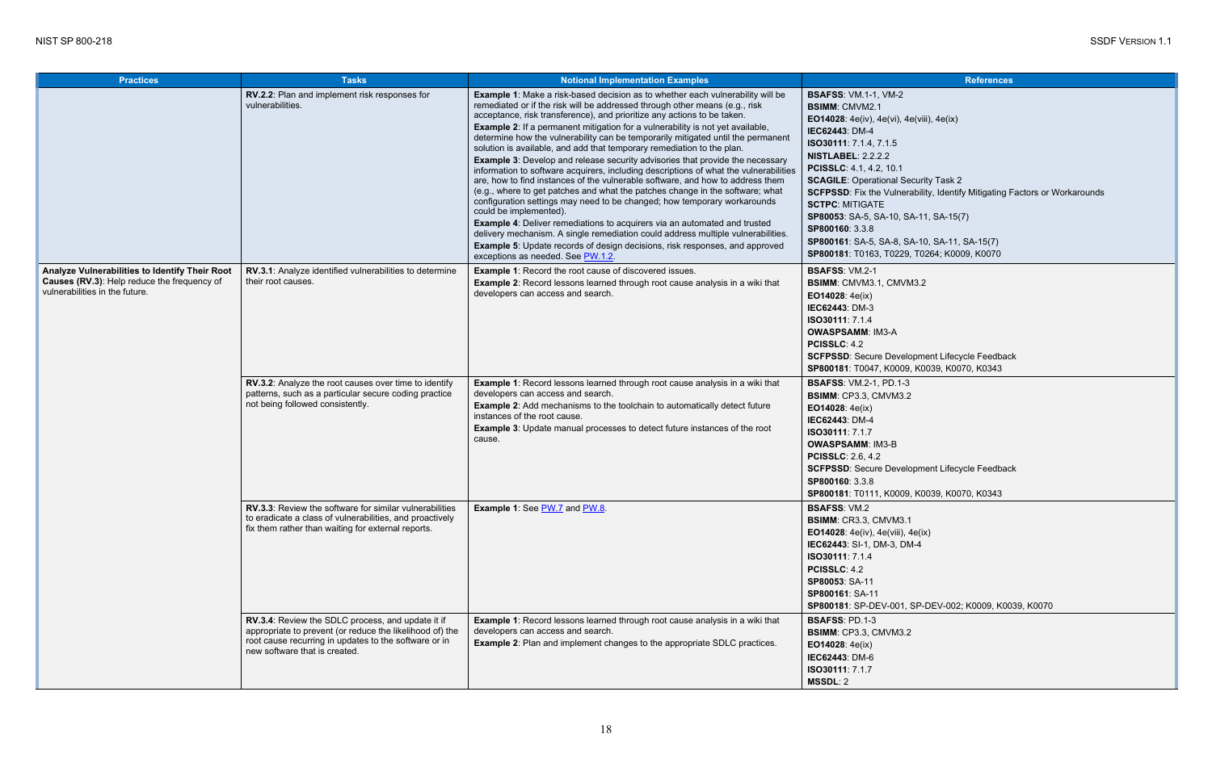| Practices | Tasks | Notional Implementation Examples | References |
|---|---|---|---|
| | **RV.2.2**: Plan and implement risk responses for vulnerabilities. | **Example 1**: Make a risk-based decision as to whether each vulnerability will be remediated or if the risk will be addressed through other means (e.g., risk acceptance, risk transference), and prioritize any actions to be taken.<br>**Example 2**: If a permanent mitigation for a vulnerability is not yet available, determine how the vulnerability can be temporarily mitigated until the permanent solution is available, and add that temporary remediation to the plan.<br>**Example 3**: Develop and release security advisories that provide the necessary information to software acquirers, including descriptions of what the vulnerabilities are, how to find instances of the vulnerable software, and how to address them (e.g., where to get patches and what the patches change in the software; what configuration settings may need to be changed; how temporary workarounds could be implemented).<br>**Example 4**: Deliver remediations to acquirers via an automated and trusted delivery mechanism. A single remediation could address multiple vulnerabilities.<br>**Example 5**: Update records of design decisions, risk responses, and approved exceptions as needed. See PW.1.2. | **BSAFSS**: VM.1-1, VM-2<br>**BSIMM**: CMVM2.1<br>**EO14028**: 4e(iv), 4e(vi), 4e(viii), 4e(ix)<br>**IEC62443**: DM-4<br>**ISO30111**: 7.1.4, 7.1.5<br>**NISTLABEL**: 2.2.2.2<br>**PCISSLC**: 4.1, 4.2, 10.1<br>**SCAGILE**: Operational Security Task 2<br>**SCFPSSD**: Fix the Vulnerability, Identify Mitigating Factors or Workarounds<br>**SCTPC**: MITIGATE<br>**SP80053**: SA-5, SA-10, SA-11, SA-15(7)<br>**SP800160**: 3.3.8<br>**SP800161**: SA-5, SA-8, SA-10, SA-11, SA-15(7)<br>**SP800181**: T0163, T0229, T0264; K0009, K0070 |
| **Analyze Vulnerabilities to Identify Their Root Causes (RV.3)**: Help reduce the frequency of vulnerabilities in the future. | **RV.3.1**: Analyze identified vulnerabilities to determine their root causes. | **Example 1**: Record the root cause of discovered issues.<br>**Example 2**: Record lessons learned through root cause analysis in a wiki that developers can access and search. | **BSAFSS**: VM.2-1<br>**BSIMM**: CMVM3.1, CMVM3.2<br>**EO14028**: 4e(ix)<br>**IEC62443**: DM-3<br>**ISO30111**: 7.1.4<br>**OWASPSAMM**: IM3-A<br>**PCISSLC**: 4.2<br>**SCFPSSD**: Secure Development Lifecycle Feedback<br>**SP800181**: T0047, K0009, K0039, K0070, K0343 |
| | **RV.3.2**: Analyze the root causes over time to identify patterns, such as a particular secure coding practice not being followed consistently. | **Example 1**: Record lessons learned through root cause analysis in a wiki that developers can access and search.<br>**Example 2**: Add mechanisms to the toolchain to automatically detect future instances of the root cause.<br>**Example 3**: Update manual processes to detect future instances of the root cause. | **BSAFSS**: VM.2-1, PD.1-3<br>**BSIMM**: CP3.3, CMVM3.2<br>**EO14028**: 4e(ix)<br>**IEC62443**: DM-4<br>**ISO30111**: 7.1.7<br>**OWASPSAMM**: IM3-B<br>**PCISSLC**: 2.6, 4.2<br>**SCFPSSD**: Secure Development Lifecycle Feedback<br>**SP800160**: 3.3.8<br>**SP800181**: T0111, K0009, K0039, K0070, K0343 |
| | **RV.3.3**: Review the software for similar vulnerabilities to eradicate a class of vulnerabilities, and proactively fix them rather than waiting for external reports. | **Example 1**: See PW.7 and PW.8. | **BSAFSS**: VM.2<br>**BSIMM**: CR3.3, CMVM3.1<br>**EO14028**: 4e(iv), 4e(viii), 4e(ix)<br>**IEC62443**: SI-1, DM-3, DM-4<br>**ISO30111**: 7.1.4<br>**PCISSLC**: 4.2<br>**SP80053**: SA-11<br>**SP800161**: SA-11<br>**SP800181**: SP-DEV-001, SP-DEV-002; K0009, K0039, K0070 |
| | **RV.3.4**: Review the SDLC process, and update it if appropriate to prevent (or reduce the likelihood of) the root cause recurring in updates to the software or in new software that is created. | **Example 1**: Record lessons learned through root cause analysis in a wiki that developers can access and search.<br>**Example 2**: Plan and implement changes to the appropriate SDLC practices. | **BSAFSS**: PD.1-3<br>**BSIMM**: CP3.3, CMVM3.2<br>**EO14028**: 4e(ix)<br>**IEC62443**: DM-6<br>**ISO30111**: 7.1.7<br>**MSSDL**: 2 |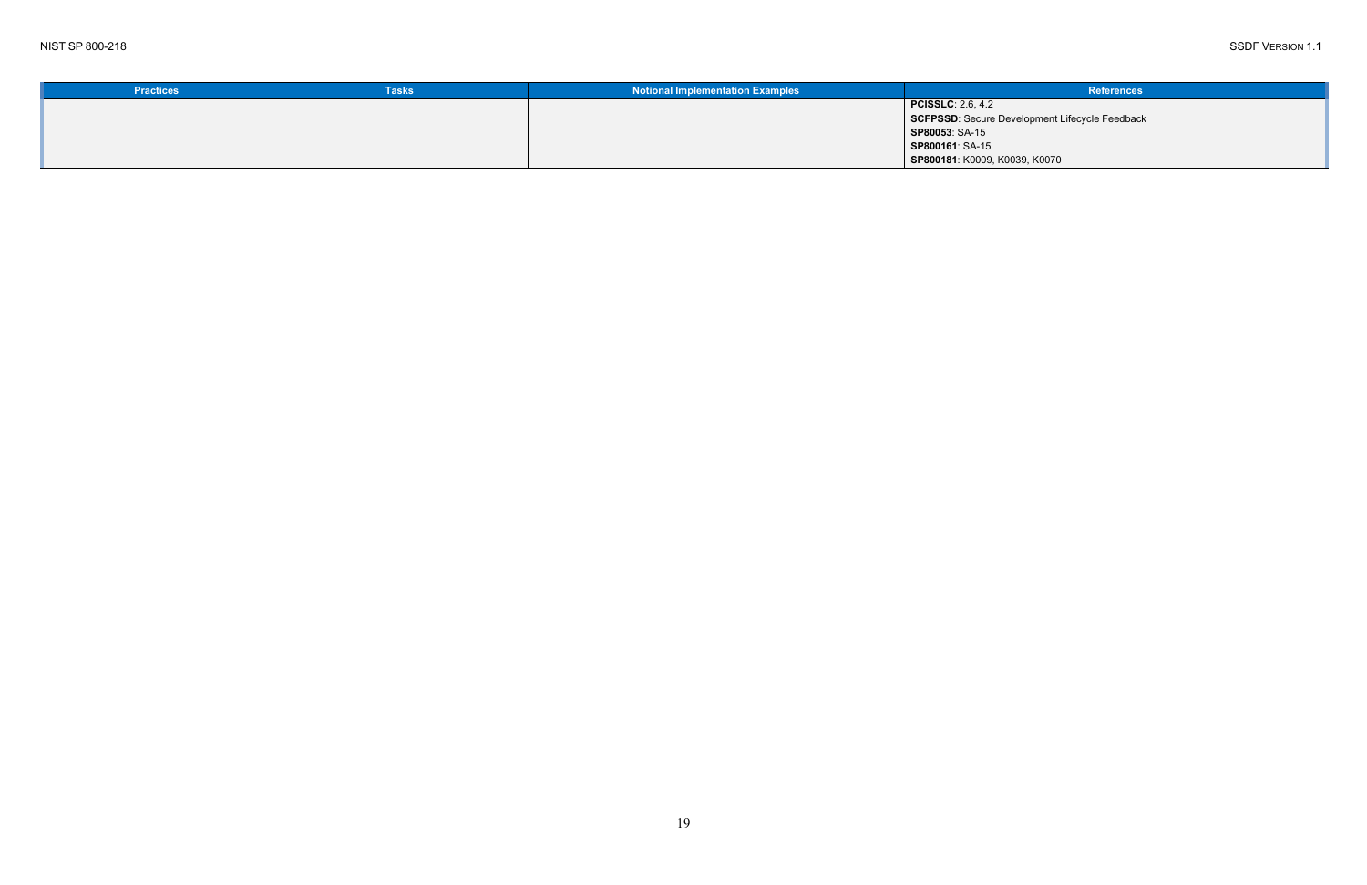| Practices | Tasks | Notional Implementation Examples | References |
|---|---|---|---|
| | | | **PCISSLC**: 2.6, 4.2<br>**SCFPSSD**: Secure Development Lifecycle Feedback<br>**SP80053**: SA-15<br>**SP800161**: SA-15<br>**SP800181**: K0009, K0039, K0070 |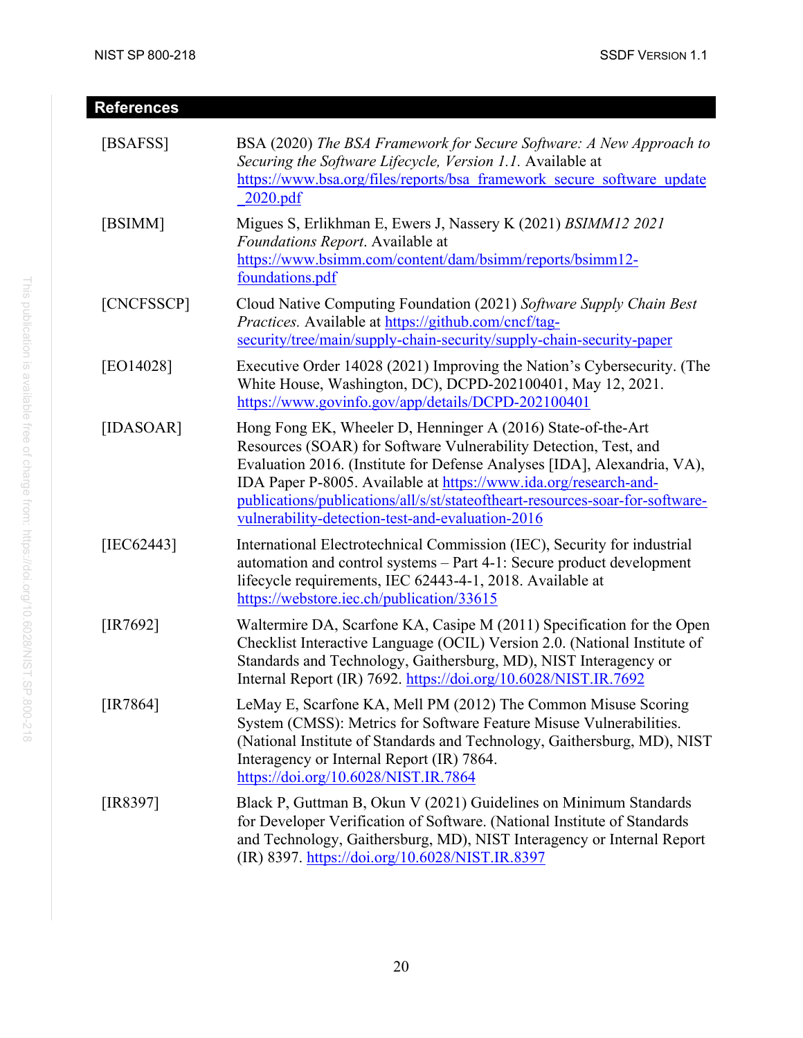## References

| | |
|---|---|
| [BSAFSS] | BSA (2020) *The BSA Framework for Secure Software: A New Approach to Securing the Software Lifecycle, Version 1.1.* Available at https://www.bsa.org/files/reports/bsa_framework_secure_software_update_2020.pdf |
| [BSIMM] | Migues S, Erlikhman E, Ewers J, Nassery K (2021) *BSIMM12 2021 Foundations Report*. Available at https://www.bsimm.com/content/dam/bsimm/reports/bsimm12-foundations.pdf |
| [CNCFSSCP] | Cloud Native Computing Foundation (2021) *Software Supply Chain Best Practices.* Available at https://github.com/cncf/tag-security/tree/main/supply-chain-security/supply-chain-security-paper |
| [EO14028] | Executive Order 14028 (2021) Improving the Nation's Cybersecurity. (The White House, Washington, DC), DCPD-202100401, May 12, 2021. https://www.govinfo.gov/app/details/DCPD-202100401 |
| [IDASOAR] | Hong Fong EK, Wheeler D, Henninger A (2016) State-of-the-Art Resources (SOAR) for Software Vulnerability Detection, Test, and Evaluation 2016. (Institute for Defense Analyses [IDA], Alexandria, VA), IDA Paper P-8005. Available at https://www.ida.org/research-and-publications/publications/all/s/st/stateoftheart-resources-soar-for-software-vulnerability-detection-test-and-evaluation-2016 |
| [IEC62443] | International Electrotechnical Commission (IEC), Security for industrial automation and control systems – Part 4-1: Secure product development lifecycle requirements, IEC 62443-4-1, 2018. Available at https://webstore.iec.ch/publication/33615 |
| [IR7692] | Waltermire DA, Scarfone KA, Casipe M (2011) Specification for the Open Checklist Interactive Language (OCIL) Version 2.0. (National Institute of Standards and Technology, Gaithersburg, MD), NIST Interagency or Internal Report (IR) 7692. https://doi.org/10.6028/NIST.IR.7692 |
| [IR7864] | LeMay E, Scarfone KA, Mell PM (2012) The Common Misuse Scoring System (CMSS): Metrics for Software Feature Misuse Vulnerabilities. (National Institute of Standards and Technology, Gaithersburg, MD), NIST Interagency or Internal Report (IR) 7864. https://doi.org/10.6028/NIST.IR.7864 |
| [IR8397] | Black P, Guttman B, Okun V (2021) Guidelines on Minimum Standards for Developer Verification of Software. (National Institute of Standards and Technology, Gaithersburg, MD), NIST Interagency or Internal Report (IR) 8397. https://doi.org/10.6028/NIST.IR.8397 |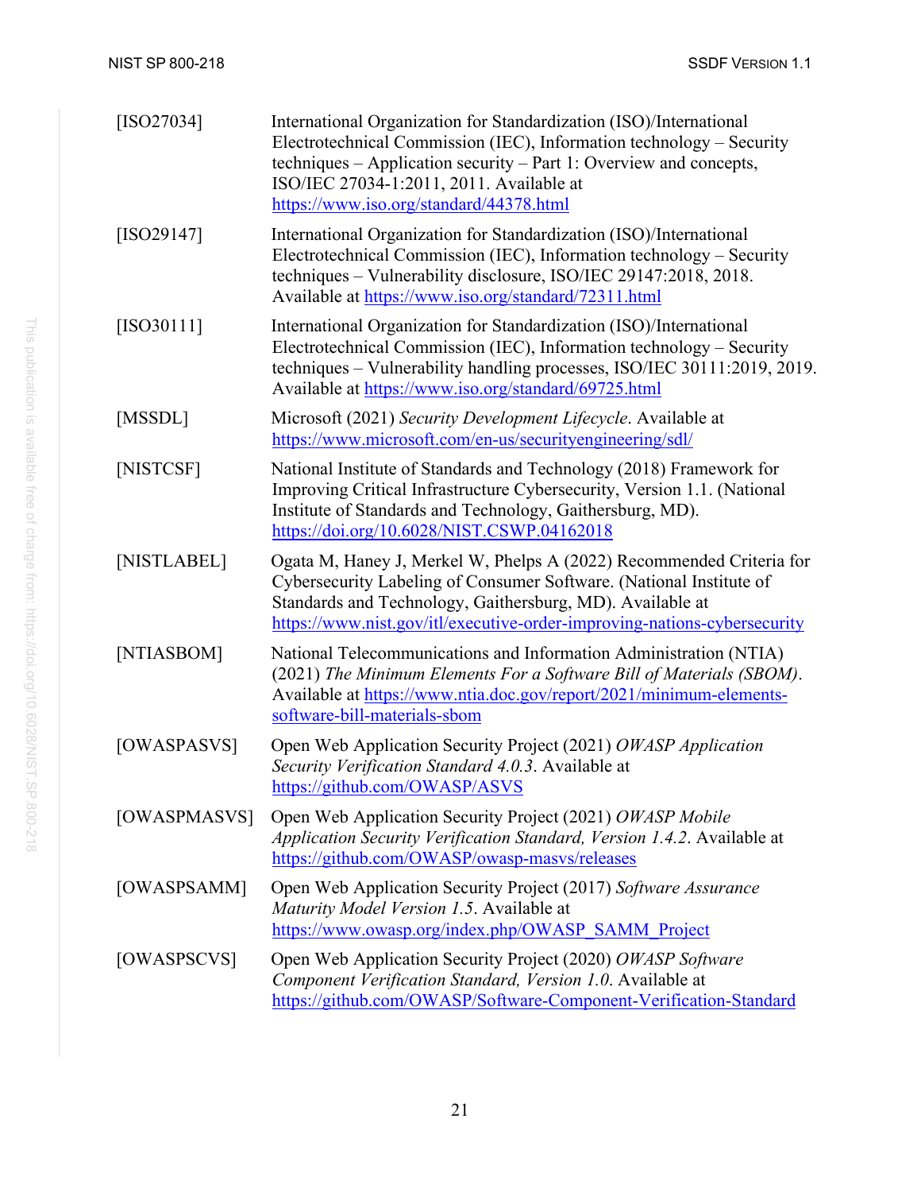[ISO27034] International Organization for Standardization (ISO)/International Electrotechnical Commission (IEC), Information technology – Security techniques – Application security – Part 1: Overview and concepts, ISO/IEC 27034-1:2011, 2011. Available at https://www.iso.org/standard/44378.html

[ISO29147] International Organization for Standardization (ISO)/International Electrotechnical Commission (IEC), Information technology – Security techniques – Vulnerability disclosure, ISO/IEC 29147:2018, 2018. Available at https://www.iso.org/standard/72311.html

[ISO30111] International Organization for Standardization (ISO)/International Electrotechnical Commission (IEC), Information technology – Security techniques – Vulnerability handling processes, ISO/IEC 30111:2019, 2019. Available at https://www.iso.org/standard/69725.html

[MSSDL] Microsoft (2021) *Security Development Lifecycle*. Available at https://www.microsoft.com/en-us/securityengineering/sdl/

[NISTCSF] National Institute of Standards and Technology (2018) Framework for Improving Critical Infrastructure Cybersecurity, Version 1.1. (National Institute of Standards and Technology, Gaithersburg, MD). https://doi.org/10.6028/NIST.CSWP.04162018

[NISTLABEL] Ogata M, Haney J, Merkel W, Phelps A (2022) Recommended Criteria for Cybersecurity Labeling of Consumer Software. (National Institute of Standards and Technology, Gaithersburg, MD). Available at https://www.nist.gov/itl/executive-order-improving-nations-cybersecurity

[NTIASBOM] National Telecommunications and Information Administration (NTIA) (2021) *The Minimum Elements For a Software Bill of Materials (SBOM)*. Available at https://www.ntia.doc.gov/report/2021/minimum-elements-software-bill-materials-sbom

[OWASPASVS] Open Web Application Security Project (2021) *OWASP Application Security Verification Standard 4.0.3*. Available at https://github.com/OWASP/ASVS

[OWASPMASVS] Open Web Application Security Project (2021) *OWASP Mobile Application Security Verification Standard, Version 1.4.2*. Available at https://github.com/OWASP/owasp-masvs/releases

[OWASPSAMM] Open Web Application Security Project (2017) *Software Assurance Maturity Model Version 1.5*. Available at https://www.owasp.org/index.php/OWASP_SAMM_Project

[OWASPSCVS] Open Web Application Security Project (2020) *OWASP Software Component Verification Standard, Version 1.0*. Available at https://github.com/OWASP/Software-Component-Verification-Standard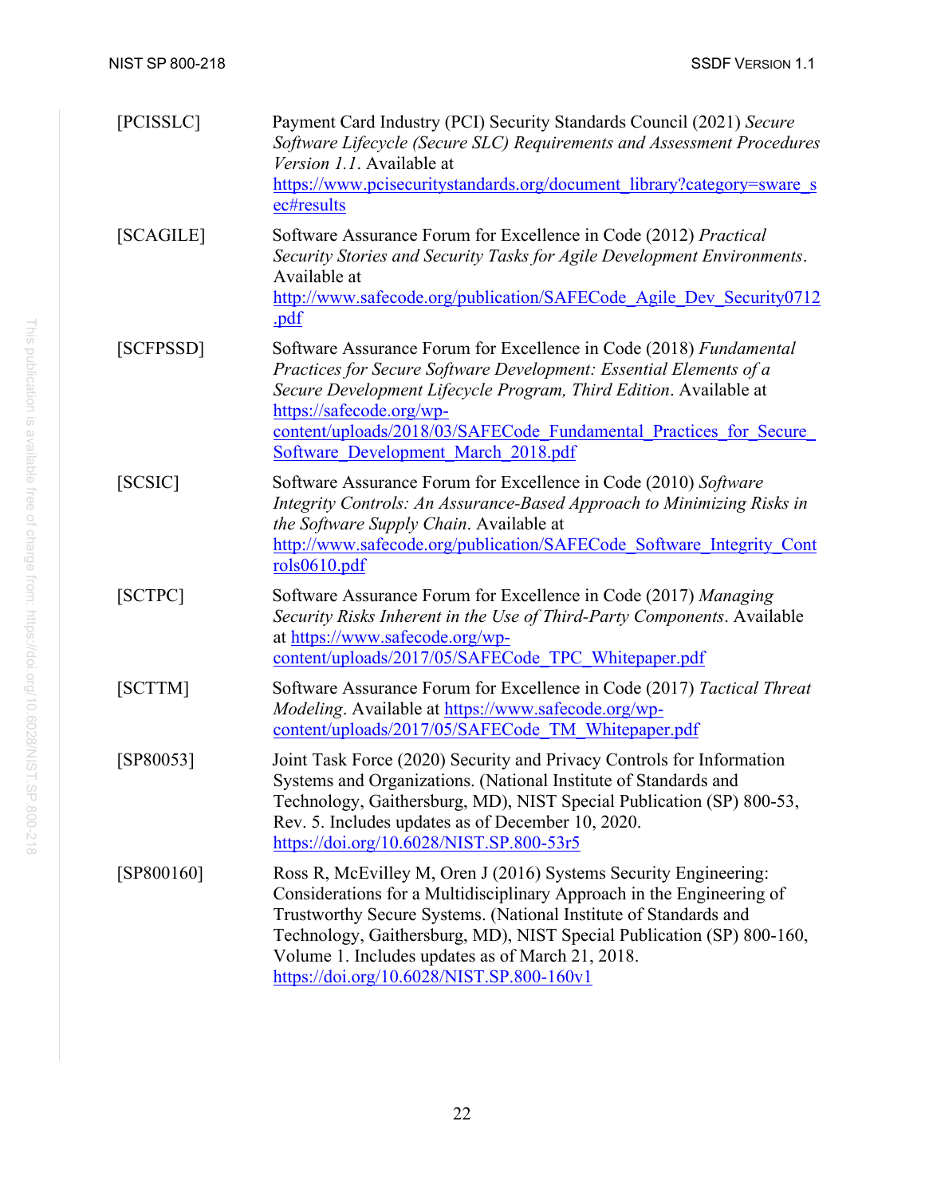| | |
|---|---|
| [PCISSLC] | Payment Card Industry (PCI) Security Standards Council (2021) *Secure Software Lifecycle (Secure SLC) Requirements and Assessment Procedures Version 1.1*. Available at https://www.pcisecuritystandards.org/document_library?category=sware_sec#results |
| [SCAGILE] | Software Assurance Forum for Excellence in Code (2012) *Practical Security Stories and Security Tasks for Agile Development Environments*. Available at http://www.safecode.org/publication/SAFECode_Agile_Dev_Security0712.pdf |
| [SCFPSSD] | Software Assurance Forum for Excellence in Code (2018) *Fundamental Practices for Secure Software Development: Essential Elements of a Secure Development Lifecycle Program, Third Edition*. Available at https://safecode.org/wp-content/uploads/2018/03/SAFECode_Fundamental_Practices_for_Secure_Software_Development_March_2018.pdf |
| [SCSIC] | Software Assurance Forum for Excellence in Code (2010) *Software Integrity Controls: An Assurance-Based Approach to Minimizing Risks in the Software Supply Chain*. Available at http://www.safecode.org/publication/SAFECode_Software_Integrity_Controls0610.pdf |
| [SCTPC] | Software Assurance Forum for Excellence in Code (2017) *Managing Security Risks Inherent in the Use of Third-Party Components*. Available at https://www.safecode.org/wp-content/uploads/2017/05/SAFECode_TPC_Whitepaper.pdf |
| [SCTTM] | Software Assurance Forum for Excellence in Code (2017) *Tactical Threat Modeling*. Available at https://www.safecode.org/wp-content/uploads/2017/05/SAFECode_TM_Whitepaper.pdf |
| [SP80053] | Joint Task Force (2020) Security and Privacy Controls for Information Systems and Organizations. (National Institute of Standards and Technology, Gaithersburg, MD), NIST Special Publication (SP) 800-53, Rev. 5. Includes updates as of December 10, 2020. https://doi.org/10.6028/NIST.SP.800-53r5 |
| [SP800160] | Ross R, McEvilley M, Oren J (2016) Systems Security Engineering: Considerations for a Multidisciplinary Approach in the Engineering of Trustworthy Secure Systems. (National Institute of Standards and Technology, Gaithersburg, MD), NIST Special Publication (SP) 800-160, Volume 1. Includes updates as of March 21, 2018. https://doi.org/10.6028/NIST.SP.800-160v1 |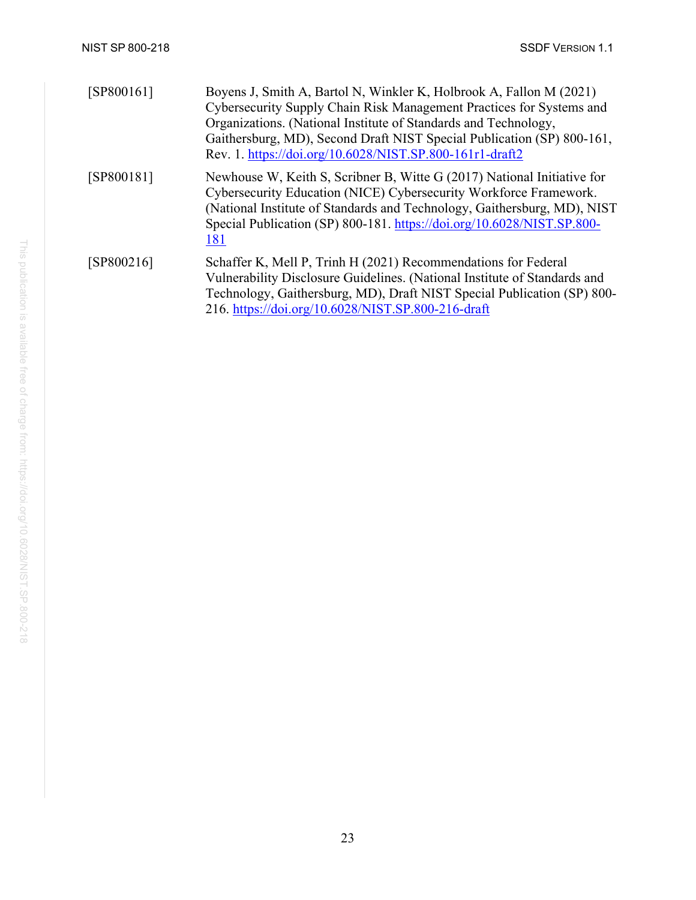| | |
|---|---|
| [SP800161] | Boyens J, Smith A, Bartol N, Winkler K, Holbrook A, Fallon M (2021) Cybersecurity Supply Chain Risk Management Practices for Systems and Organizations. (National Institute of Standards and Technology, Gaithersburg, MD), Second Draft NIST Special Publication (SP) 800-161, Rev. 1. https://doi.org/10.6028/NIST.SP.800-161r1-draft2 |
| [SP800181] | Newhouse W, Keith S, Scribner B, Witte G (2017) National Initiative for Cybersecurity Education (NICE) Cybersecurity Workforce Framework. (National Institute of Standards and Technology, Gaithersburg, MD), NIST Special Publication (SP) 800-181. https://doi.org/10.6028/NIST.SP.800-181 |
| [SP800216] | Schaffer K, Mell P, Trinh H (2021) Recommendations for Federal Vulnerability Disclosure Guidelines. (National Institute of Standards and Technology, Gaithersburg, MD), Draft NIST Special Publication (SP) 800-216. https://doi.org/10.6028/NIST.SP.800-216-draft |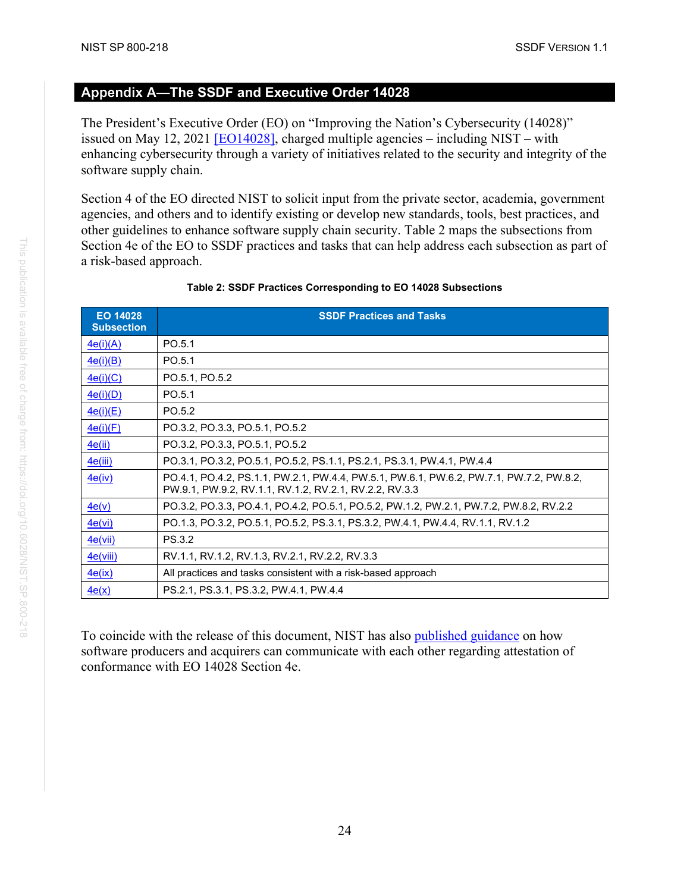# Appendix A—The SSDF and Executive Order 14028

The President's Executive Order (EO) on "Improving the Nation's Cybersecurity (14028)" issued on May 12, 2021 [EO14028], charged multiple agencies – including NIST – with enhancing cybersecurity through a variety of initiatives related to the security and integrity of the software supply chain.

Section 4 of the EO directed NIST to solicit input from the private sector, academia, government agencies, and others and to identify existing or develop new standards, tools, best practices, and other guidelines to enhance software supply chain security. Table 2 maps the subsections from Section 4e of the EO to SSDF practices and tasks that can help address each subsection as part of a risk-based approach.

**Table 2: SSDF Practices Corresponding to EO 14028 Subsections**

| EO 14028 Subsection | SSDF Practices and Tasks |
| --- | --- |
| 4e(i)(A) | PO.5.1 |
| 4e(i)(B) | PO.5.1 |
| 4e(i)(C) | PO.5.1, PO.5.2 |
| 4e(i)(D) | PO.5.1 |
| 4e(i)(E) | PO.5.2 |
| 4e(i)(F) | PO.3.2, PO.3.3, PO.5.1, PO.5.2 |
| 4e(ii) | PO.3.2, PO.3.3, PO.5.1, PO.5.2 |
| 4e(iii) | PO.3.1, PO.3.2, PO.5.1, PO.5.2, PS.1.1, PS.2.1, PS.3.1, PW.4.1, PW.4.4 |
| 4e(iv) | PO.4.1, PO.4.2, PS.1.1, PW.2.1, PW.4.4, PW.5.1, PW.6.1, PW.6.2, PW.7.1, PW.7.2, PW.8.2, PW.9.1, PW.9.2, RV.1.1, RV.1.2, RV.2.1, RV.2.2, RV.3.3 |
| 4e(v) | PO.3.2, PO.3.3, PO.4.1, PO.4.2, PO.5.1, PO.5.2, PW.1.2, PW.2.1, PW.7.2, PW.8.2, RV.2.2 |
| 4e(vi) | PO.1.3, PO.3.2, PO.5.1, PO.5.2, PS.3.1, PS.3.2, PW.4.1, PW.4.4, RV.1.1, RV.1.2 |
| 4e(vii) | PS.3.2 |
| 4e(viii) | RV.1.1, RV.1.2, RV.1.3, RV.2.1, RV.2.2, RV.3.3 |
| 4e(ix) | All practices and tasks consistent with a risk-based approach |
| 4e(x) | PS.2.1, PS.3.1, PS.3.2, PW.4.1, PW.4.4 |

To coincide with the release of this document, NIST has also published guidance on how software producers and acquirers can communicate with each other regarding attestation of conformance with EO 14028 Section 4e.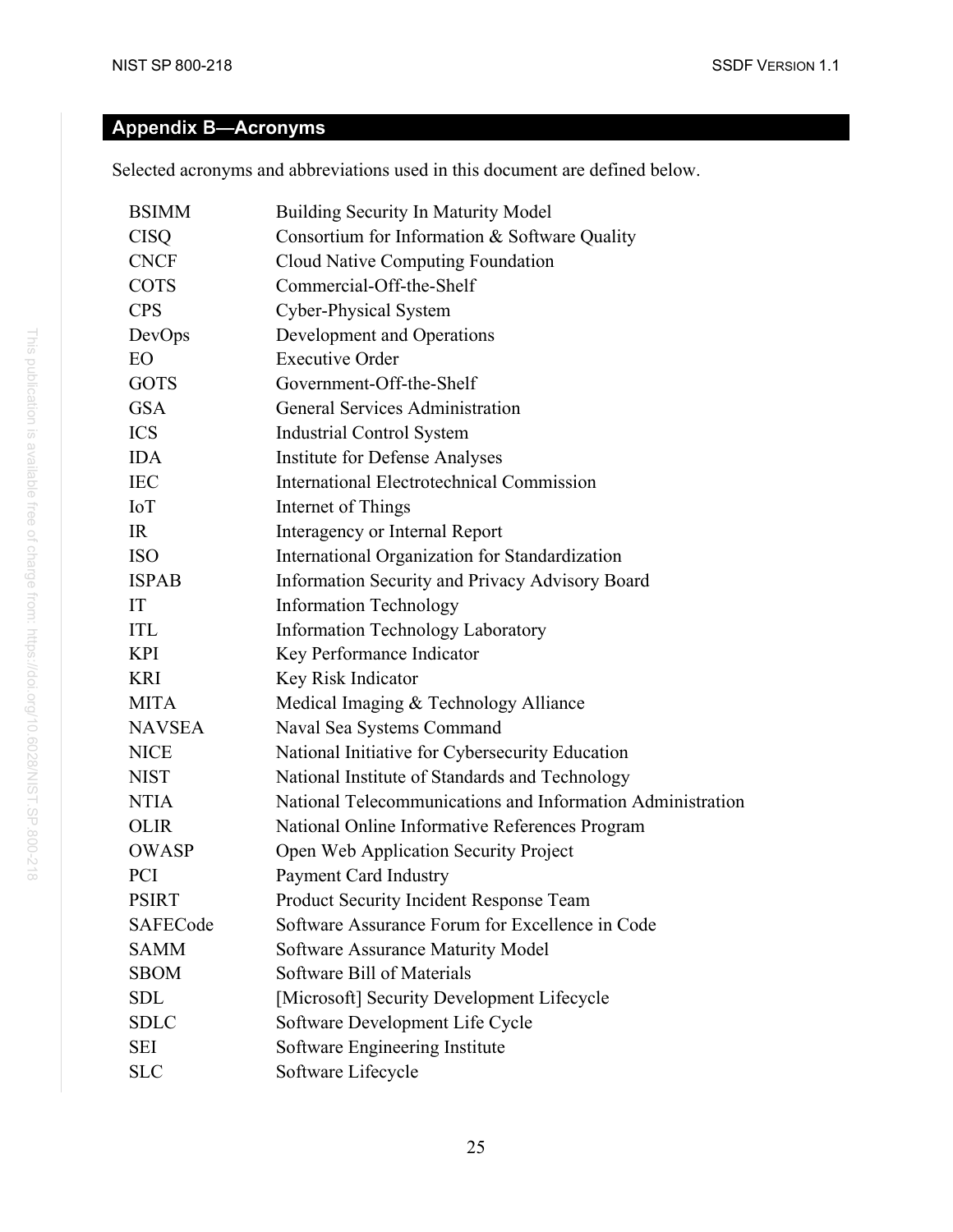## Appendix B—Acronyms

Selected acronyms and abbreviations used in this document are defined below.

| | |
|---|---|
| BSIMM | Building Security In Maturity Model |
| CISQ | Consortium for Information & Software Quality |
| CNCF | Cloud Native Computing Foundation |
| COTS | Commercial-Off-the-Shelf |
| CPS | Cyber-Physical System |
| DevOps | Development and Operations |
| EO | Executive Order |
| GOTS | Government-Off-the-Shelf |
| GSA | General Services Administration |
| ICS | Industrial Control System |
| IDA | Institute for Defense Analyses |
| IEC | International Electrotechnical Commission |
| IoT | Internet of Things |
| IR | Interagency or Internal Report |
| ISO | International Organization for Standardization |
| ISPAB | Information Security and Privacy Advisory Board |
| IT | Information Technology |
| ITL | Information Technology Laboratory |
| KPI | Key Performance Indicator |
| KRI | Key Risk Indicator |
| MITA | Medical Imaging & Technology Alliance |
| NAVSEA | Naval Sea Systems Command |
| NICE | National Initiative for Cybersecurity Education |
| NIST | National Institute of Standards and Technology |
| NTIA | National Telecommunications and Information Administration |
| OLIR | National Online Informative References Program |
| OWASP | Open Web Application Security Project |
| PCI | Payment Card Industry |
| PSIRT | Product Security Incident Response Team |
| SAFECode | Software Assurance Forum for Excellence in Code |
| SAMM | Software Assurance Maturity Model |
| SBOM | Software Bill of Materials |
| SDL | [Microsoft] Security Development Lifecycle |
| SDLC | Software Development Life Cycle |
| SEI | Software Engineering Institute |
| SLC | Software Lifecycle |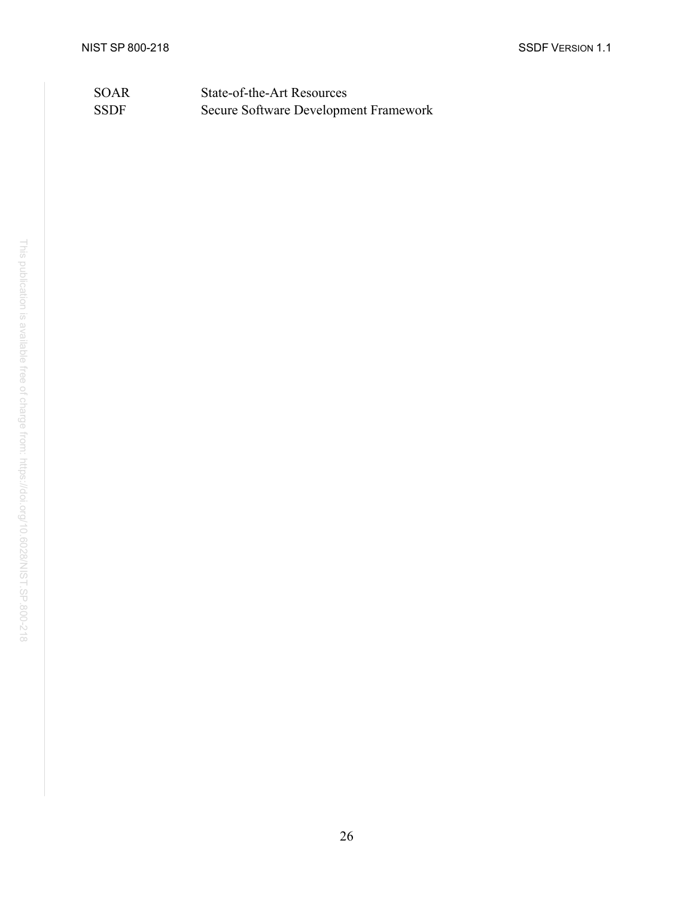| | |
|---|---|
| SOAR | State-of-the-Art Resources |
| SSDF | Secure Software Development Framework |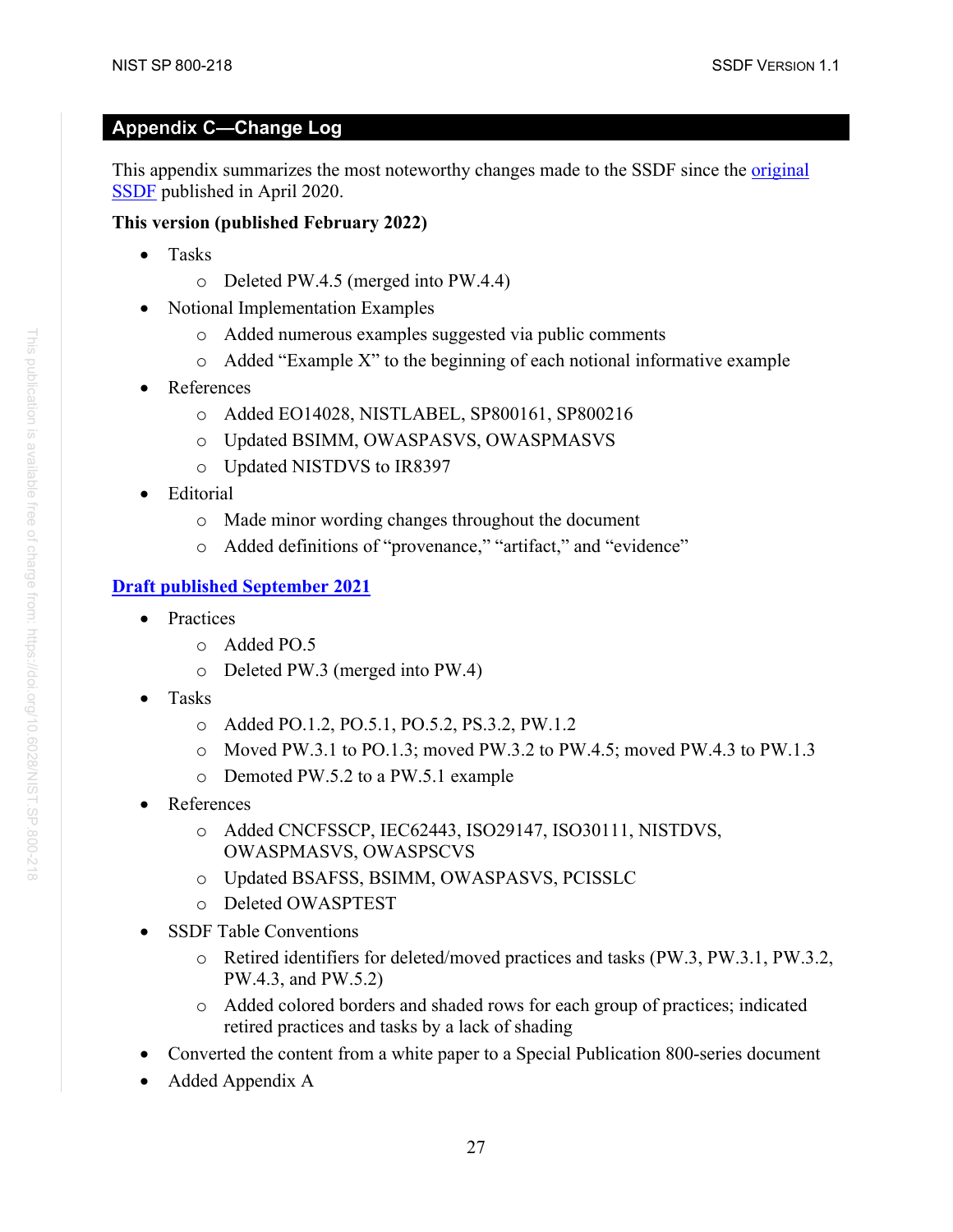# Appendix C—Change Log

This appendix summarizes the most noteworthy changes made to the SSDF since the original SSDF published in April 2020.

**This version (published February 2022)**

- Tasks
  - Deleted PW.4.5 (merged into PW.4.4)
- Notional Implementation Examples
  - Added numerous examples suggested via public comments
  - Added "Example X" to the beginning of each notional informative example
- References
  - Added EO14028, NISTLABEL, SP800161, SP800216
  - Updated BSIMM, OWASPASVS, OWASPMASVS
  - Updated NISTDVS to IR8397
- Editorial
  - Made minor wording changes throughout the document
  - Added definitions of "provenance," "artifact," and "evidence"

**Draft published September 2021**

- Practices
  - Added PO.5
  - Deleted PW.3 (merged into PW.4)
- Tasks
  - Added PO.1.2, PO.5.1, PO.5.2, PS.3.2, PW.1.2
  - Moved PW.3.1 to PO.1.3; moved PW.3.2 to PW.4.5; moved PW.4.3 to PW.1.3
  - Demoted PW.5.2 to a PW.5.1 example
- References
  - Added CNCFSSCP, IEC62443, ISO29147, ISO30111, NISTDVS, OWASPMASVS, OWASPSCVS
  - Updated BSAFSS, BSIMM, OWASPASVS, PCISSLC
  - Deleted OWASPTEST
- SSDF Table Conventions
  - Retired identifiers for deleted/moved practices and tasks (PW.3, PW.3.1, PW.3.2, PW.4.3, and PW.5.2)
  - Added colored borders and shaded rows for each group of practices; indicated retired practices and tasks by a lack of shading
- Converted the content from a white paper to a Special Publication 800-series document
- Added Appendix A